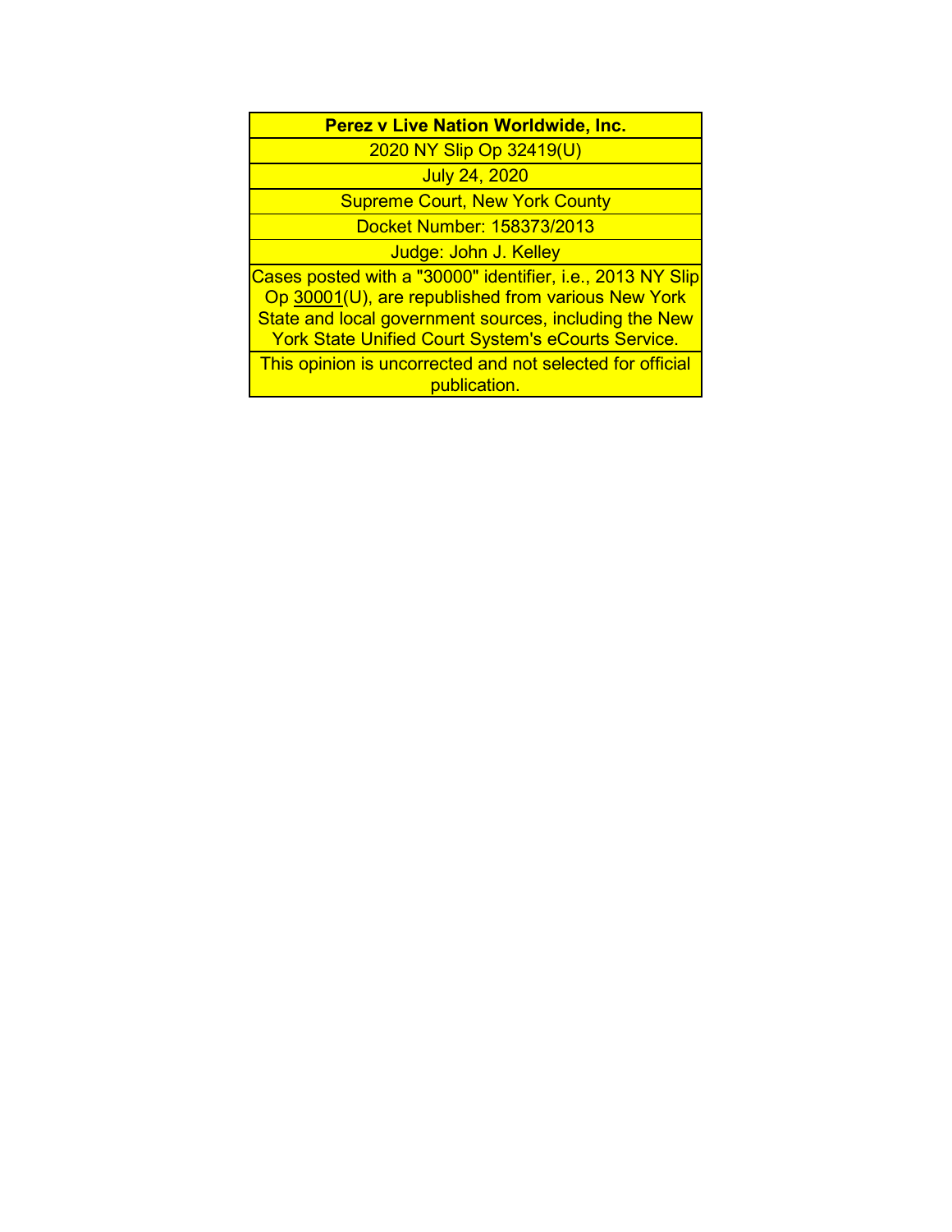**Perez v Live Nation Worldwide, Inc.**

2020 NY Slip Op 32419(U)

July 24, 2020

Supreme Court, New York County

Docket Number: 158373/2013

Judge: John J. Kelley

Cases posted with a "30000" identifier, i.e., 2013 NY Slip Op 30001(U), are republished from various New York State and local government sources, including the New York State Unified Court System's eCourts Service.

This opinion is uncorrected and not selected for official publication.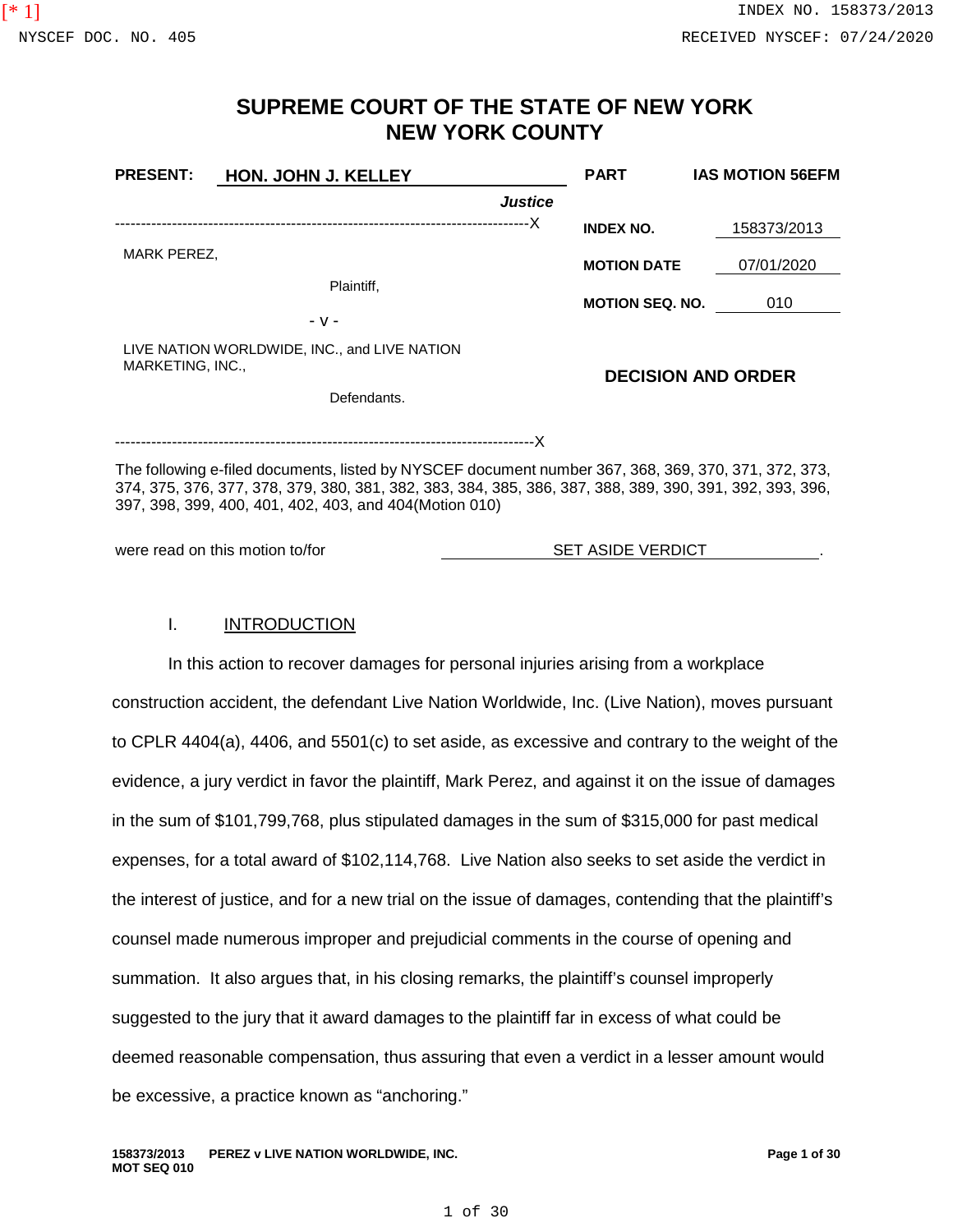# SUPREME COURT OF THE STATE OF NEW YORK
# NEW YORK COUNTY

| | | | |
|---|---|---|---|
| **PRESENT:** | **HON. JOHN J. KELLEY** | **PART** | **IAS MOTION 56EFM** |
| | ***Justice*** | | |
| MARK PEREZ, | | **INDEX NO.** | 158373/2013 |
| | Plaintiff, | **MOTION DATE** | 07/01/2020 |
| | - v - | **MOTION SEQ. NO.** | 010 |
| LIVE NATION WORLDWIDE, INC., and LIVE NATION MARKETING, INC., | | | |
| | Defendants. | | **DECISION AND ORDER** |

The following e-filed documents, listed by NYSCEF document number 367, 368, 369, 370, 371, 372, 373, 374, 375, 376, 377, 378, 379, 380, 381, 382, 383, 384, 385, 386, 387, 388, 389, 390, 391, 392, 393, 396, 397, 398, 399, 400, 401, 402, 403, and 404(Motion 010)

were read on this motion to/for SET ASIDE VERDICT.

## I. INTRODUCTION

In this action to recover damages for personal injuries arising from a workplace construction accident, the defendant Live Nation Worldwide, Inc. (Live Nation), moves pursuant to CPLR 4404(a), 4406, and 5501(c) to set aside, as excessive and contrary to the weight of the evidence, a jury verdict in favor the plaintiff, Mark Perez, and against it on the issue of damages in the sum of $101,799,768, plus stipulated damages in the sum of $315,000 for past medical expenses, for a total award of $102,114,768. Live Nation also seeks to set aside the verdict in the interest of justice, and for a new trial on the issue of damages, contending that the plaintiff's counsel made numerous improper and prejudicial comments in the course of opening and summation. It also argues that, in his closing remarks, the plaintiff's counsel improperly suggested to the jury that it award damages to the plaintiff far in excess of what could be deemed reasonable compensation, thus assuring that even a verdict in a lesser amount would be excessive, a practice known as "anchoring."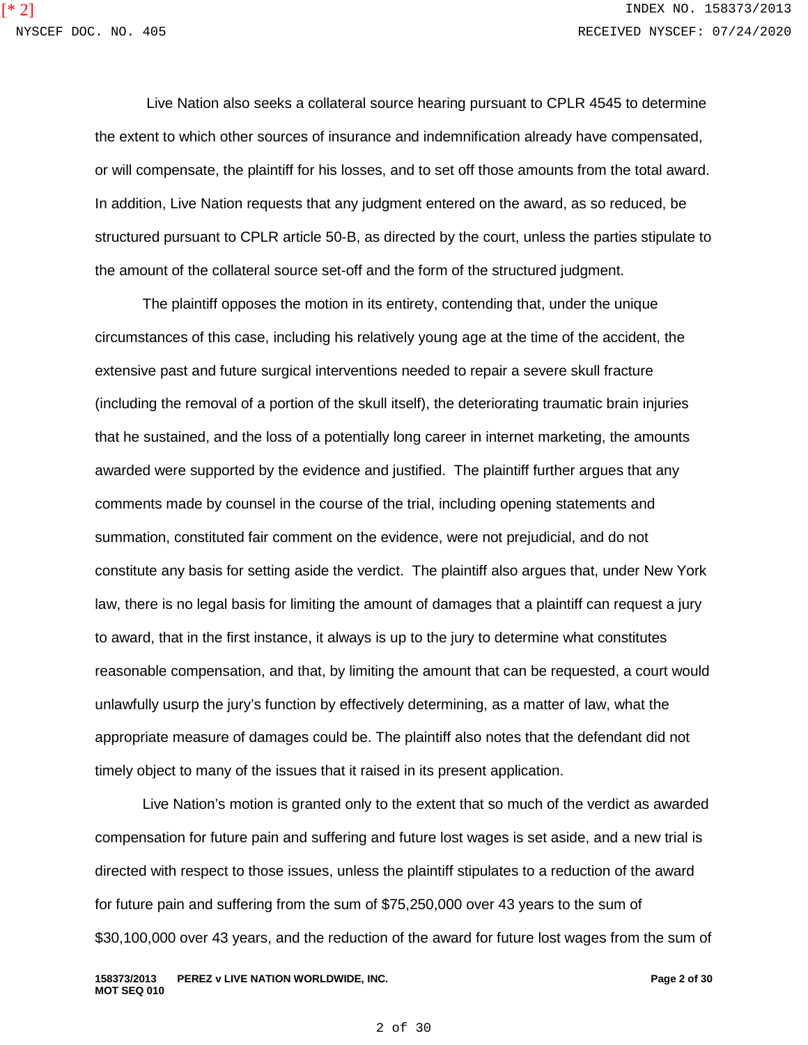Live Nation also seeks a collateral source hearing pursuant to CPLR 4545 to determine the extent to which other sources of insurance and indemnification already have compensated, or will compensate, the plaintiff for his losses, and to set off those amounts from the total award. In addition, Live Nation requests that any judgment entered on the award, as so reduced, be structured pursuant to CPLR article 50-B, as directed by the court, unless the parties stipulate to the amount of the collateral source set-off and the form of the structured judgment.

The plaintiff opposes the motion in its entirety, contending that, under the unique circumstances of this case, including his relatively young age at the time of the accident, the extensive past and future surgical interventions needed to repair a severe skull fracture (including the removal of a portion of the skull itself), the deteriorating traumatic brain injuries that he sustained, and the loss of a potentially long career in internet marketing, the amounts awarded were supported by the evidence and justified. The plaintiff further argues that any comments made by counsel in the course of the trial, including opening statements and summation, constituted fair comment on the evidence, were not prejudicial, and do not constitute any basis for setting aside the verdict. The plaintiff also argues that, under New York law, there is no legal basis for limiting the amount of damages that a plaintiff can request a jury to award, that in the first instance, it always is up to the jury to determine what constitutes reasonable compensation, and that, by limiting the amount that can be requested, a court would unlawfully usurp the jury's function by effectively determining, as a matter of law, what the appropriate measure of damages could be. The plaintiff also notes that the defendant did not timely object to many of the issues that it raised in its present application.

Live Nation's motion is granted only to the extent that so much of the verdict as awarded compensation for future pain and suffering and future lost wages is set aside, and a new trial is directed with respect to those issues, unless the plaintiff stipulates to a reduction of the award for future pain and suffering from the sum of $75,250,000 over 43 years to the sum of $30,100,000 over 43 years, and the reduction of the award for future lost wages from the sum of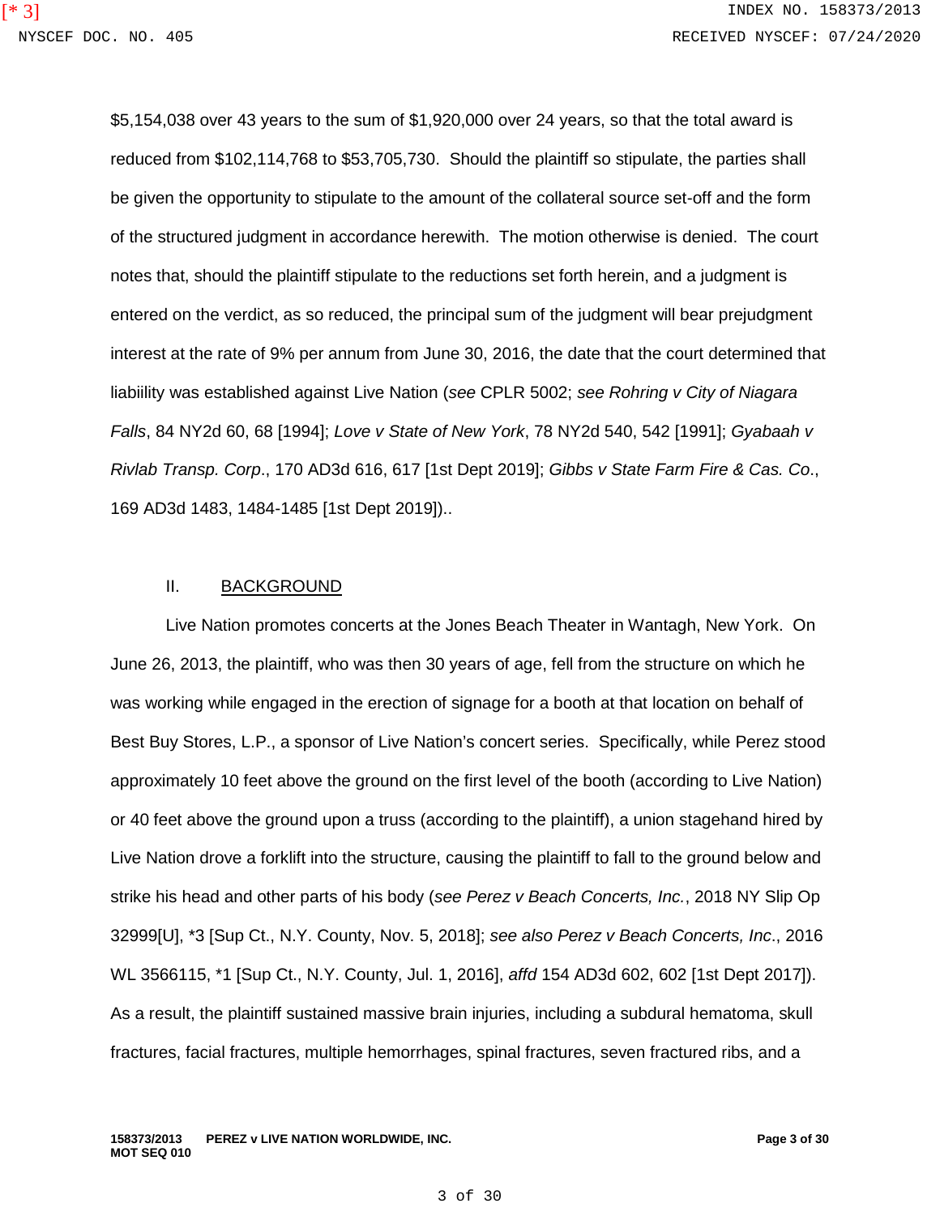$5,154,038 over 43 years to the sum of $1,920,000 over 24 years, so that the total award is reduced from $102,114,768 to $53,705,730. Should the plaintiff so stipulate, the parties shall be given the opportunity to stipulate to the amount of the collateral source set-off and the form of the structured judgment in accordance herewith. The motion otherwise is denied. The court notes that, should the plaintiff stipulate to the reductions set forth herein, and a judgment is entered on the verdict, as so reduced, the principal sum of the judgment will bear prejudgment interest at the rate of 9% per annum from June 30, 2016, the date that the court determined that liabiility was established against Live Nation (*see* CPLR 5002; *see Rohring v City of Niagara Falls*, 84 NY2d 60, 68 [1994]; *Love v State of New York*, 78 NY2d 540, 542 [1991]; *Gyabaah v Rivlab Transp. Corp*., 170 AD3d 616, 617 [1st Dept 2019]; *Gibbs v State Farm Fire & Cas. Co*., 169 AD3d 1483, 1484-1485 [1st Dept 2019])..

## II. BACKGROUND

Live Nation promotes concerts at the Jones Beach Theater in Wantagh, New York. On June 26, 2013, the plaintiff, who was then 30 years of age, fell from the structure on which he was working while engaged in the erection of signage for a booth at that location on behalf of Best Buy Stores, L.P., a sponsor of Live Nation's concert series. Specifically, while Perez stood approximately 10 feet above the ground on the first level of the booth (according to Live Nation) or 40 feet above the ground upon a truss (according to the plaintiff), a union stagehand hired by Live Nation drove a forklift into the structure, causing the plaintiff to fall to the ground below and strike his head and other parts of his body (*see Perez v Beach Concerts, Inc.*, 2018 NY Slip Op 32999[U], *3 [Sup Ct., N.Y. County, Nov. 5, 2018]; *see also Perez v Beach Concerts, Inc*., 2016 WL 3566115, *1 [Sup Ct., N.Y. County, Jul. 1, 2016], *affd* 154 AD3d 602, 602 [1st Dept 2017]). As a result, the plaintiff sustained massive brain injuries, including a subdural hematoma, skull fractures, facial fractures, multiple hemorrhages, spinal fractures, seven fractured ribs, and a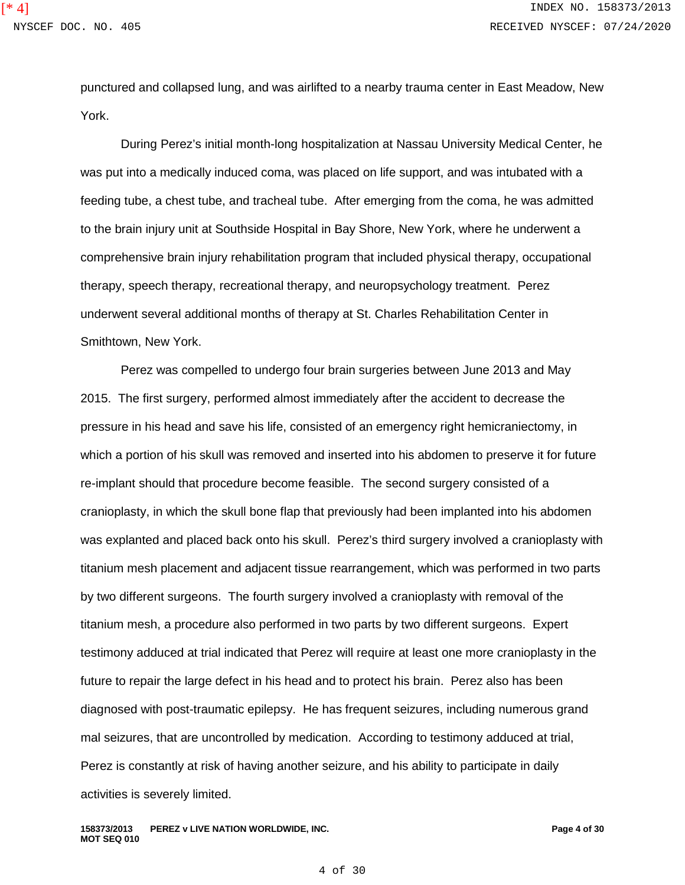punctured and collapsed lung, and was airlifted to a nearby trauma center in East Meadow, New York.

During Perez's initial month-long hospitalization at Nassau University Medical Center, he was put into a medically induced coma, was placed on life support, and was intubated with a feeding tube, a chest tube, and tracheal tube. After emerging from the coma, he was admitted to the brain injury unit at Southside Hospital in Bay Shore, New York, where he underwent a comprehensive brain injury rehabilitation program that included physical therapy, occupational therapy, speech therapy, recreational therapy, and neuropsychology treatment. Perez underwent several additional months of therapy at St. Charles Rehabilitation Center in Smithtown, New York.

Perez was compelled to undergo four brain surgeries between June 2013 and May 2015. The first surgery, performed almost immediately after the accident to decrease the pressure in his head and save his life, consisted of an emergency right hemicraniectomy, in which a portion of his skull was removed and inserted into his abdomen to preserve it for future re-implant should that procedure become feasible. The second surgery consisted of a cranioplasty, in which the skull bone flap that previously had been implanted into his abdomen was explanted and placed back onto his skull. Perez's third surgery involved a cranioplasty with titanium mesh placement and adjacent tissue rearrangement, which was performed in two parts by two different surgeons. The fourth surgery involved a cranioplasty with removal of the titanium mesh, a procedure also performed in two parts by two different surgeons. Expert testimony adduced at trial indicated that Perez will require at least one more cranioplasty in the future to repair the large defect in his head and to protect his brain. Perez also has been diagnosed with post-traumatic epilepsy. He has frequent seizures, including numerous grand mal seizures, that are uncontrolled by medication. According to testimony adduced at trial, Perez is constantly at risk of having another seizure, and his ability to participate in daily activities is severely limited.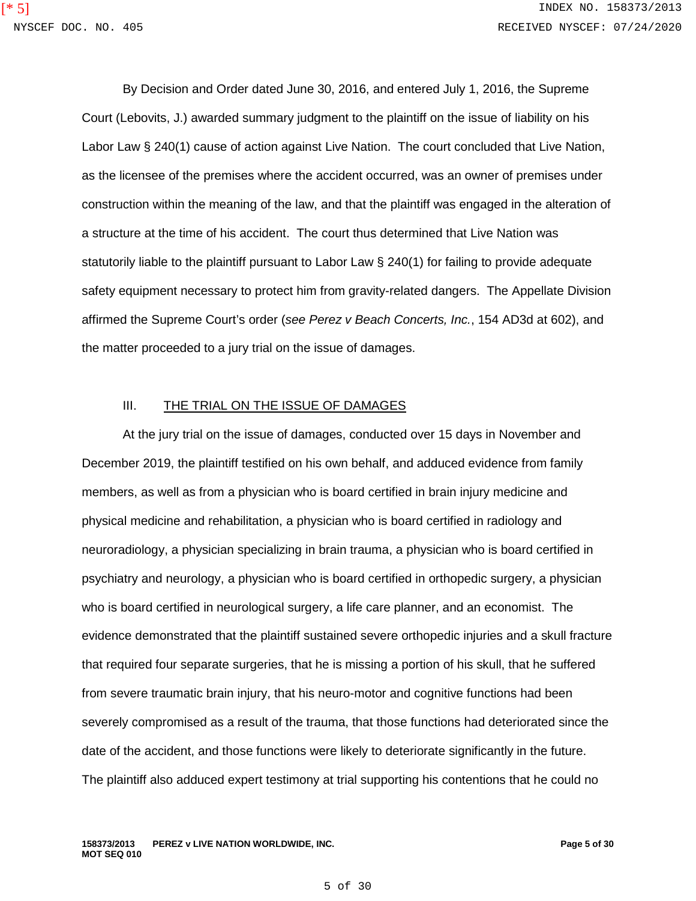By Decision and Order dated June 30, 2016, and entered July 1, 2016, the Supreme Court (Lebovits, J.) awarded summary judgment to the plaintiff on the issue of liability on his Labor Law § 240(1) cause of action against Live Nation. The court concluded that Live Nation, as the licensee of the premises where the accident occurred, was an owner of premises under construction within the meaning of the law, and that the plaintiff was engaged in the alteration of a structure at the time of his accident. The court thus determined that Live Nation was statutorily liable to the plaintiff pursuant to Labor Law § 240(1) for failing to provide adequate safety equipment necessary to protect him from gravity-related dangers. The Appellate Division affirmed the Supreme Court's order (*see Perez v Beach Concerts, Inc.*, 154 AD3d at 602), and the matter proceeded to a jury trial on the issue of damages.

## III. <u>THE TRIAL ON THE ISSUE OF DAMAGES</u>

At the jury trial on the issue of damages, conducted over 15 days in November and December 2019, the plaintiff testified on his own behalf, and adduced evidence from family members, as well as from a physician who is board certified in brain injury medicine and physical medicine and rehabilitation, a physician who is board certified in radiology and neuroradiology, a physician specializing in brain trauma, a physician who is board certified in psychiatry and neurology, a physician who is board certified in orthopedic surgery, a physician who is board certified in neurological surgery, a life care planner, and an economist. The evidence demonstrated that the plaintiff sustained severe orthopedic injuries and a skull fracture that required four separate surgeries, that he is missing a portion of his skull, that he suffered from severe traumatic brain injury, that his neuro-motor and cognitive functions had been severely compromised as a result of the trauma, that those functions had deteriorated since the date of the accident, and those functions were likely to deteriorate significantly in the future. The plaintiff also adduced expert testimony at trial supporting his contentions that he could no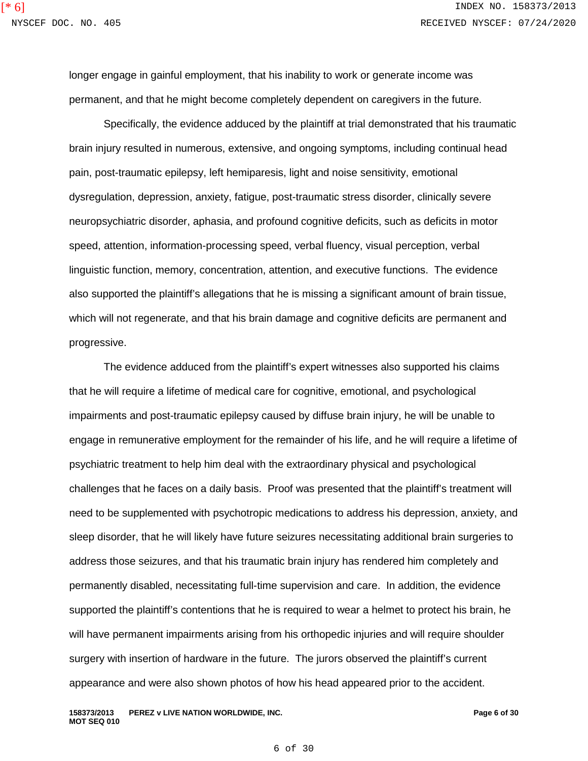longer engage in gainful employment, that his inability to work or generate income was permanent, and that he might become completely dependent on caregivers in the future.

Specifically, the evidence adduced by the plaintiff at trial demonstrated that his traumatic brain injury resulted in numerous, extensive, and ongoing symptoms, including continual head pain, post-traumatic epilepsy, left hemiparesis, light and noise sensitivity, emotional dysregulation, depression, anxiety, fatigue, post-traumatic stress disorder, clinically severe neuropsychiatric disorder, aphasia, and profound cognitive deficits, such as deficits in motor speed, attention, information-processing speed, verbal fluency, visual perception, verbal linguistic function, memory, concentration, attention, and executive functions. The evidence also supported the plaintiff's allegations that he is missing a significant amount of brain tissue, which will not regenerate, and that his brain damage and cognitive deficits are permanent and progressive.

The evidence adduced from the plaintiff's expert witnesses also supported his claims that he will require a lifetime of medical care for cognitive, emotional, and psychological impairments and post-traumatic epilepsy caused by diffuse brain injury, he will be unable to engage in remunerative employment for the remainder of his life, and he will require a lifetime of psychiatric treatment to help him deal with the extraordinary physical and psychological challenges that he faces on a daily basis. Proof was presented that the plaintiff's treatment will need to be supplemented with psychotropic medications to address his depression, anxiety, and sleep disorder, that he will likely have future seizures necessitating additional brain surgeries to address those seizures, and that his traumatic brain injury has rendered him completely and permanently disabled, necessitating full-time supervision and care. In addition, the evidence supported the plaintiff's contentions that he is required to wear a helmet to protect his brain, he will have permanent impairments arising from his orthopedic injuries and will require shoulder surgery with insertion of hardware in the future. The jurors observed the plaintiff's current appearance and were also shown photos of how his head appeared prior to the accident.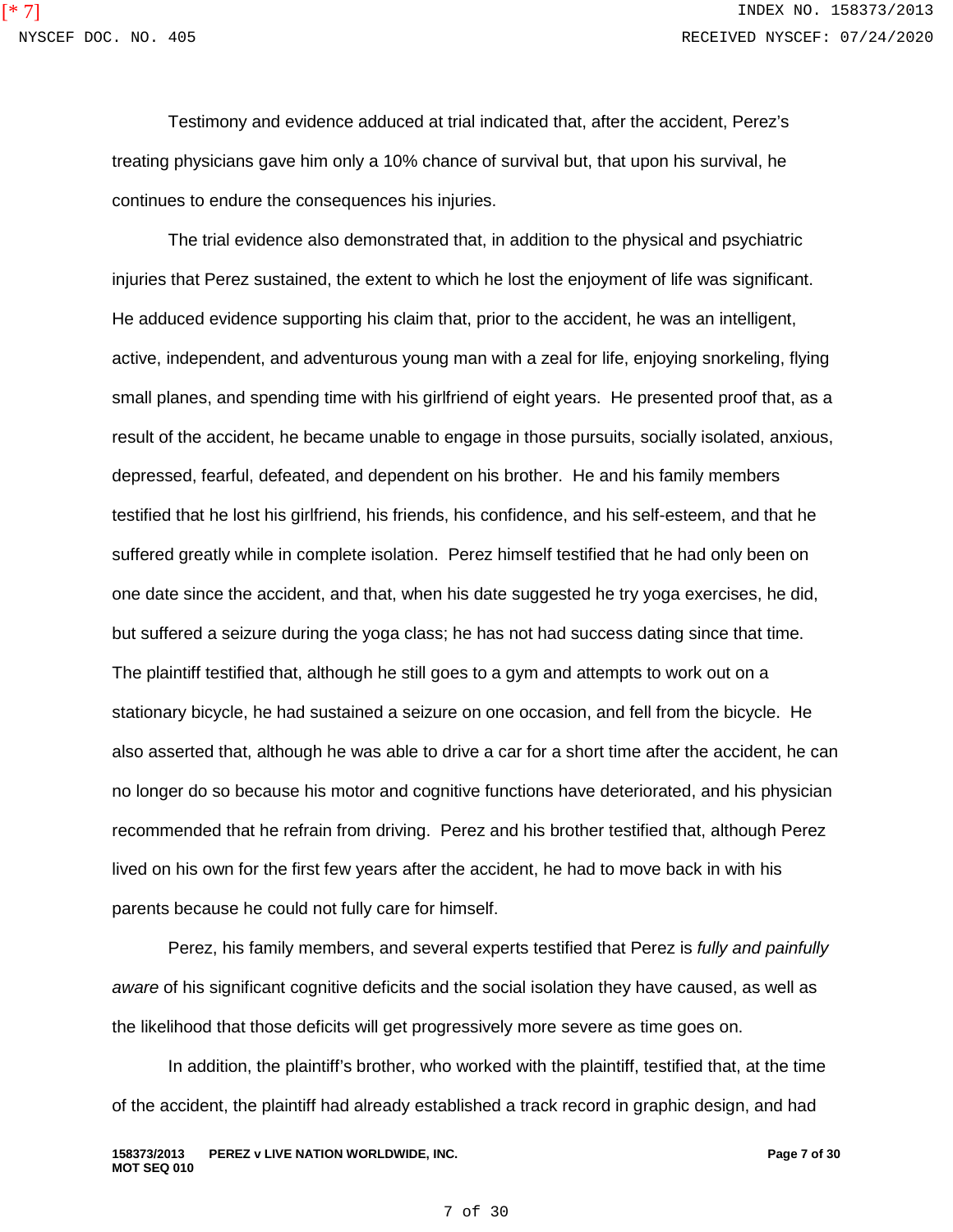Testimony and evidence adduced at trial indicated that, after the accident, Perez's treating physicians gave him only a 10% chance of survival but, that upon his survival, he continues to endure the consequences his injuries.

The trial evidence also demonstrated that, in addition to the physical and psychiatric injuries that Perez sustained, the extent to which he lost the enjoyment of life was significant. He adduced evidence supporting his claim that, prior to the accident, he was an intelligent, active, independent, and adventurous young man with a zeal for life, enjoying snorkeling, flying small planes, and spending time with his girlfriend of eight years. He presented proof that, as a result of the accident, he became unable to engage in those pursuits, socially isolated, anxious, depressed, fearful, defeated, and dependent on his brother. He and his family members testified that he lost his girlfriend, his friends, his confidence, and his self-esteem, and that he suffered greatly while in complete isolation. Perez himself testified that he had only been on one date since the accident, and that, when his date suggested he try yoga exercises, he did, but suffered a seizure during the yoga class; he has not had success dating since that time. The plaintiff testified that, although he still goes to a gym and attempts to work out on a stationary bicycle, he had sustained a seizure on one occasion, and fell from the bicycle. He also asserted that, although he was able to drive a car for a short time after the accident, he can no longer do so because his motor and cognitive functions have deteriorated, and his physician recommended that he refrain from driving. Perez and his brother testified that, although Perez lived on his own for the first few years after the accident, he had to move back in with his parents because he could not fully care for himself.

Perez, his family members, and several experts testified that Perez is *fully and painfully aware* of his significant cognitive deficits and the social isolation they have caused, as well as the likelihood that those deficits will get progressively more severe as time goes on.

In addition, the plaintiff's brother, who worked with the plaintiff, testified that, at the time of the accident, the plaintiff had already established a track record in graphic design, and had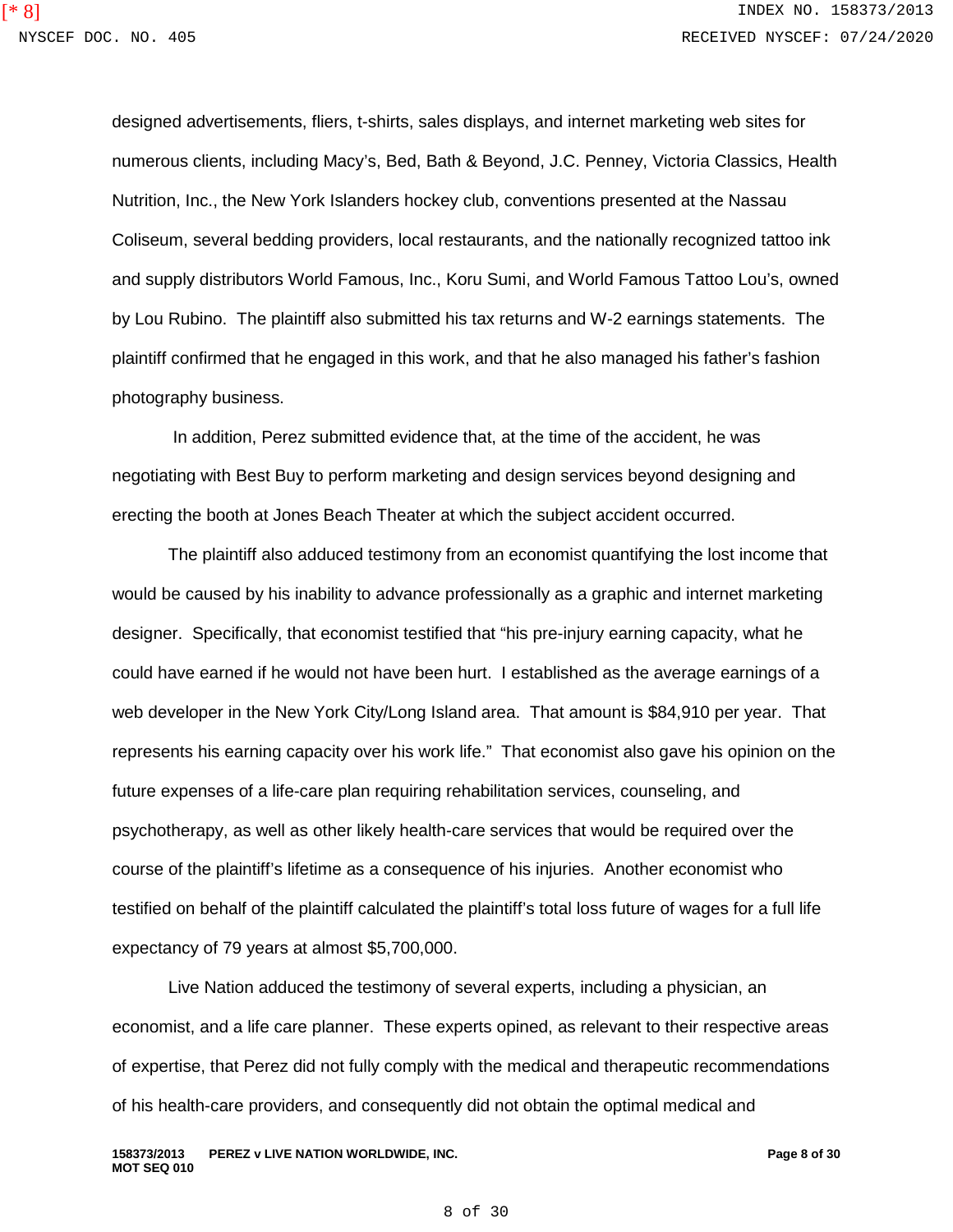designed advertisements, fliers, t-shirts, sales displays, and internet marketing web sites for numerous clients, including Macy's, Bed, Bath & Beyond, J.C. Penney, Victoria Classics, Health Nutrition, Inc., the New York Islanders hockey club, conventions presented at the Nassau Coliseum, several bedding providers, local restaurants, and the nationally recognized tattoo ink and supply distributors World Famous, Inc., Koru Sumi, and World Famous Tattoo Lou's, owned by Lou Rubino. The plaintiff also submitted his tax returns and W-2 earnings statements. The plaintiff confirmed that he engaged in this work, and that he also managed his father's fashion photography business.

In addition, Perez submitted evidence that, at the time of the accident, he was negotiating with Best Buy to perform marketing and design services beyond designing and erecting the booth at Jones Beach Theater at which the subject accident occurred.

The plaintiff also adduced testimony from an economist quantifying the lost income that would be caused by his inability to advance professionally as a graphic and internet marketing designer. Specifically, that economist testified that "his pre-injury earning capacity, what he could have earned if he would not have been hurt. I established as the average earnings of a web developer in the New York City/Long Island area. That amount is $84,910 per year. That represents his earning capacity over his work life." That economist also gave his opinion on the future expenses of a life-care plan requiring rehabilitation services, counseling, and psychotherapy, as well as other likely health-care services that would be required over the course of the plaintiff's lifetime as a consequence of his injuries. Another economist who testified on behalf of the plaintiff calculated the plaintiff's total loss future of wages for a full life expectancy of 79 years at almost $5,700,000.

Live Nation adduced the testimony of several experts, including a physician, an economist, and a life care planner. These experts opined, as relevant to their respective areas of expertise, that Perez did not fully comply with the medical and therapeutic recommendations of his health-care providers, and consequently did not obtain the optimal medical and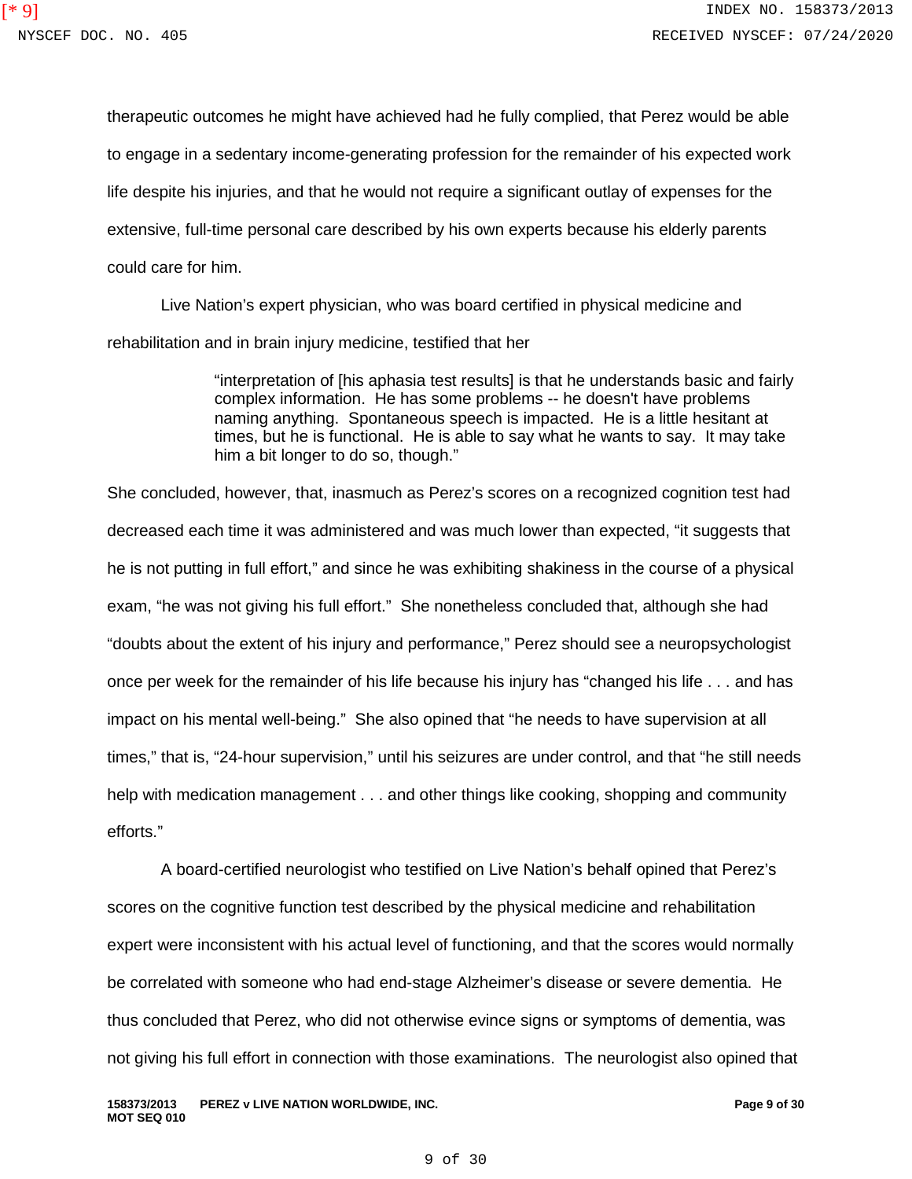therapeutic outcomes he might have achieved had he fully complied, that Perez would be able to engage in a sedentary income-generating profession for the remainder of his expected work life despite his injuries, and that he would not require a significant outlay of expenses for the extensive, full-time personal care described by his own experts because his elderly parents could care for him.

Live Nation's expert physician, who was board certified in physical medicine and rehabilitation and in brain injury medicine, testified that her

> "interpretation of [his aphasia test results] is that he understands basic and fairly complex information. He has some problems -- he doesn't have problems naming anything. Spontaneous speech is impacted. He is a little hesitant at times, but he is functional. He is able to say what he wants to say. It may take him a bit longer to do so, though."

She concluded, however, that, inasmuch as Perez's scores on a recognized cognition test had decreased each time it was administered and was much lower than expected, "it suggests that he is not putting in full effort," and since he was exhibiting shakiness in the course of a physical exam, "he was not giving his full effort." She nonetheless concluded that, although she had "doubts about the extent of his injury and performance," Perez should see a neuropsychologist once per week for the remainder of his life because his injury has "changed his life . . . and has impact on his mental well-being." She also opined that "he needs to have supervision at all times," that is, "24-hour supervision," until his seizures are under control, and that "he still needs help with medication management . . . and other things like cooking, shopping and community efforts."

A board-certified neurologist who testified on Live Nation's behalf opined that Perez's scores on the cognitive function test described by the physical medicine and rehabilitation expert were inconsistent with his actual level of functioning, and that the scores would normally be correlated with someone who had end-stage Alzheimer's disease or severe dementia. He thus concluded that Perez, who did not otherwise evince signs or symptoms of dementia, was not giving his full effort in connection with those examinations. The neurologist also opined that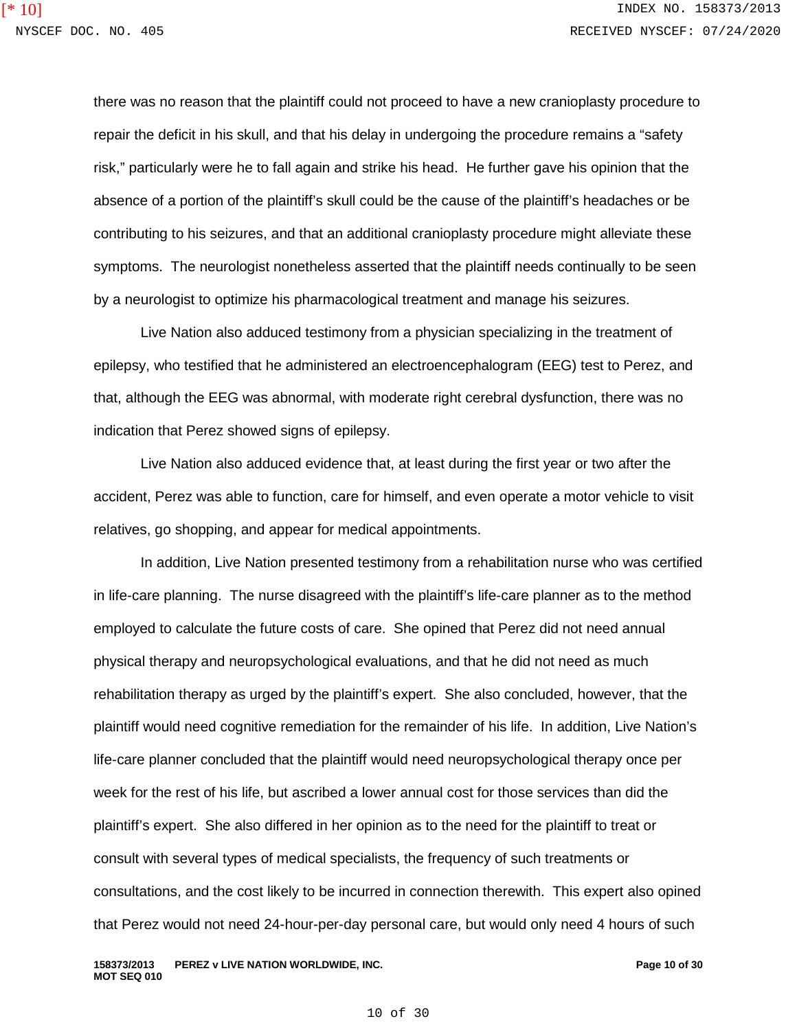there was no reason that the plaintiff could not proceed to have a new cranioplasty procedure to repair the deficit in his skull, and that his delay in undergoing the procedure remains a "safety risk," particularly were he to fall again and strike his head. He further gave his opinion that the absence of a portion of the plaintiff's skull could be the cause of the plaintiff's headaches or be contributing to his seizures, and that an additional cranioplasty procedure might alleviate these symptoms. The neurologist nonetheless asserted that the plaintiff needs continually to be seen by a neurologist to optimize his pharmacological treatment and manage his seizures.

Live Nation also adduced testimony from a physician specializing in the treatment of epilepsy, who testified that he administered an electroencephalogram (EEG) test to Perez, and that, although the EEG was abnormal, with moderate right cerebral dysfunction, there was no indication that Perez showed signs of epilepsy.

Live Nation also adduced evidence that, at least during the first year or two after the accident, Perez was able to function, care for himself, and even operate a motor vehicle to visit relatives, go shopping, and appear for medical appointments.

In addition, Live Nation presented testimony from a rehabilitation nurse who was certified in life-care planning. The nurse disagreed with the plaintiff's life-care planner as to the method employed to calculate the future costs of care. She opined that Perez did not need annual physical therapy and neuropsychological evaluations, and that he did not need as much rehabilitation therapy as urged by the plaintiff's expert. She also concluded, however, that the plaintiff would need cognitive remediation for the remainder of his life. In addition, Live Nation's life-care planner concluded that the plaintiff would need neuropsychological therapy once per week for the rest of his life, but ascribed a lower annual cost for those services than did the plaintiff's expert. She also differed in her opinion as to the need for the plaintiff to treat or consult with several types of medical specialists, the frequency of such treatments or consultations, and the cost likely to be incurred in connection therewith. This expert also opined that Perez would not need 24-hour-per-day personal care, but would only need 4 hours of such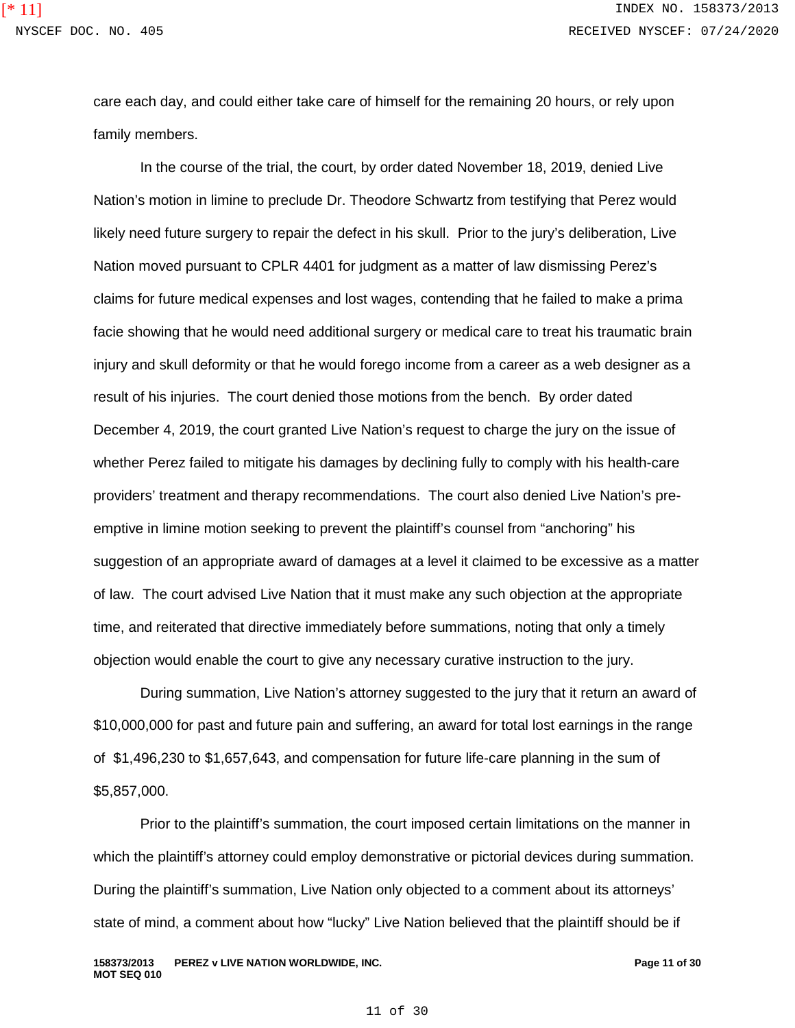care each day, and could either take care of himself for the remaining 20 hours, or rely upon family members.

In the course of the trial, the court, by order dated November 18, 2019, denied Live Nation's motion in limine to preclude Dr. Theodore Schwartz from testifying that Perez would likely need future surgery to repair the defect in his skull. Prior to the jury's deliberation, Live Nation moved pursuant to CPLR 4401 for judgment as a matter of law dismissing Perez's claims for future medical expenses and lost wages, contending that he failed to make a prima facie showing that he would need additional surgery or medical care to treat his traumatic brain injury and skull deformity or that he would forego income from a career as a web designer as a result of his injuries. The court denied those motions from the bench. By order dated December 4, 2019, the court granted Live Nation's request to charge the jury on the issue of whether Perez failed to mitigate his damages by declining fully to comply with his health-care providers' treatment and therapy recommendations. The court also denied Live Nation's pre-emptive in limine motion seeking to prevent the plaintiff's counsel from "anchoring" his suggestion of an appropriate award of damages at a level it claimed to be excessive as a matter of law. The court advised Live Nation that it must make any such objection at the appropriate time, and reiterated that directive immediately before summations, noting that only a timely objection would enable the court to give any necessary curative instruction to the jury.

During summation, Live Nation's attorney suggested to the jury that it return an award of $10,000,000 for past and future pain and suffering, an award for total lost earnings in the range of $1,496,230 to $1,657,643, and compensation for future life-care planning in the sum of $5,857,000.

Prior to the plaintiff's summation, the court imposed certain limitations on the manner in which the plaintiff's attorney could employ demonstrative or pictorial devices during summation. During the plaintiff's summation, Live Nation only objected to a comment about its attorneys' state of mind, a comment about how "lucky" Live Nation believed that the plaintiff should be if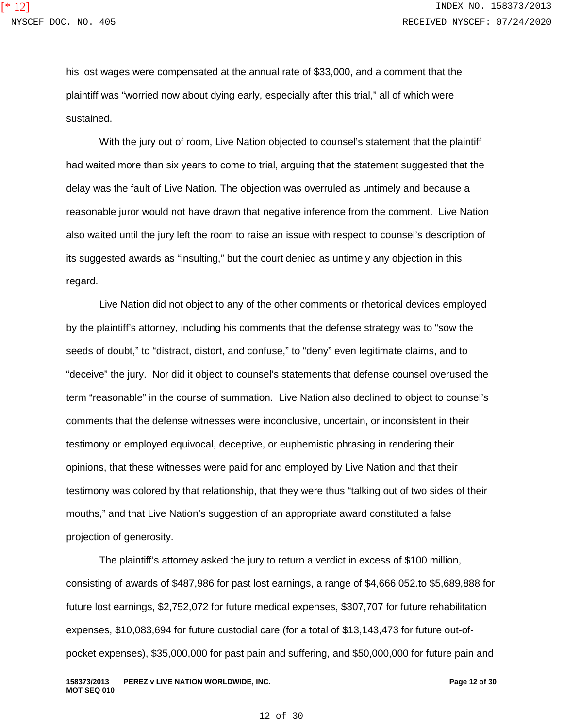his lost wages were compensated at the annual rate of $33,000, and a comment that the plaintiff was "worried now about dying early, especially after this trial," all of which were sustained.

With the jury out of room, Live Nation objected to counsel's statement that the plaintiff had waited more than six years to come to trial, arguing that the statement suggested that the delay was the fault of Live Nation. The objection was overruled as untimely and because a reasonable juror would not have drawn that negative inference from the comment. Live Nation also waited until the jury left the room to raise an issue with respect to counsel's description of its suggested awards as "insulting," but the court denied as untimely any objection in this regard.

Live Nation did not object to any of the other comments or rhetorical devices employed by the plaintiff's attorney, including his comments that the defense strategy was to "sow the seeds of doubt," to "distract, distort, and confuse," to "deny" even legitimate claims, and to "deceive" the jury. Nor did it object to counsel's statements that defense counsel overused the term "reasonable" in the course of summation. Live Nation also declined to object to counsel's comments that the defense witnesses were inconclusive, uncertain, or inconsistent in their testimony or employed equivocal, deceptive, or euphemistic phrasing in rendering their opinions, that these witnesses were paid for and employed by Live Nation and that their testimony was colored by that relationship, that they were thus "talking out of two sides of their mouths," and that Live Nation's suggestion of an appropriate award constituted a false projection of generosity.

The plaintiff's attorney asked the jury to return a verdict in excess of $100 million, consisting of awards of $487,986 for past lost earnings, a range of $4,666,052.to $5,689,888 for future lost earnings, $2,752,072 for future medical expenses, $307,707 for future rehabilitation expenses, $10,083,694 for future custodial care (for a total of $13,143,473 for future out-of-pocket expenses), $35,000,000 for past pain and suffering, and $50,000,000 for future pain and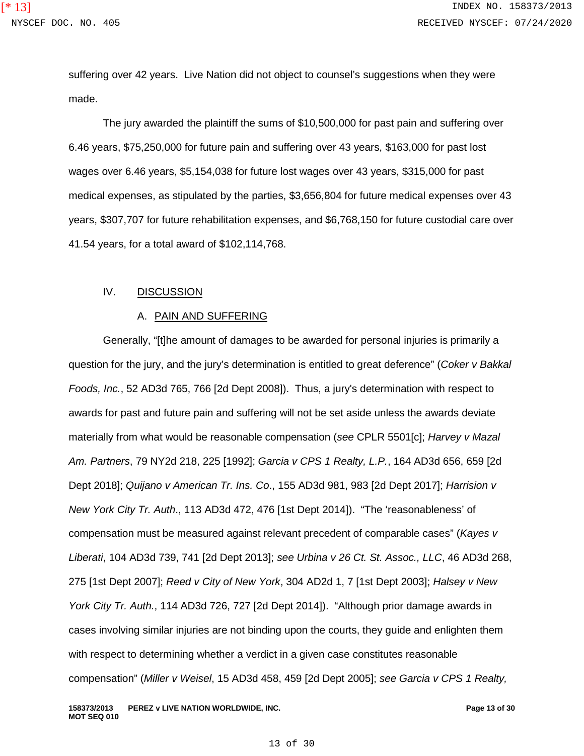suffering over 42 years. Live Nation did not object to counsel's suggestions when they were made.

The jury awarded the plaintiff the sums of $10,500,000 for past pain and suffering over 6.46 years, $75,250,000 for future pain and suffering over 43 years, $163,000 for past lost wages over 6.46 years, $5,154,038 for future lost wages over 43 years, $315,000 for past medical expenses, as stipulated by the parties, $3,656,804 for future medical expenses over 43 years, $307,707 for future rehabilitation expenses, and $6,768,150 for future custodial care over 41.54 years, for a total award of $102,114,768.

## IV. <u>DISCUSSION</u>

### A. <u>PAIN AND SUFFERING</u>

Generally, "[t]he amount of damages to be awarded for personal injuries is primarily a question for the jury, and the jury's determination is entitled to great deference" (*Coker v Bakkal Foods, Inc.*, 52 AD3d 765, 766 [2d Dept 2008]). Thus, a jury's determination with respect to awards for past and future pain and suffering will not be set aside unless the awards deviate materially from what would be reasonable compensation (*see* CPLR 5501[c]; *Harvey v Mazal Am. Partners*, 79 NY2d 218, 225 [1992]; *Garcia v CPS 1 Realty, L.P.*, 164 AD3d 656, 659 [2d Dept 2018]; *Quijano v American Tr. Ins. Co*., 155 AD3d 981, 983 [2d Dept 2017]; *Harrision v New York City Tr. Auth*., 113 AD3d 472, 476 [1st Dept 2014]). "The 'reasonableness' of compensation must be measured against relevant precedent of comparable cases" (*Kayes v Liberati*, 104 AD3d 739, 741 [2d Dept 2013]; *see Urbina v 26 Ct. St. Assoc., LLC*, 46 AD3d 268, 275 [1st Dept 2007]; *Reed v City of New York*, 304 AD2d 1, 7 [1st Dept 2003]; *Halsey v New York City Tr. Auth.*, 114 AD3d 726, 727 [2d Dept 2014]). "Although prior damage awards in cases involving similar injuries are not binding upon the courts, they guide and enlighten them with respect to determining whether a verdict in a given case constitutes reasonable compensation" (*Miller v Weisel*, 15 AD3d 458, 459 [2d Dept 2005]; *see Garcia v CPS 1 Realty,*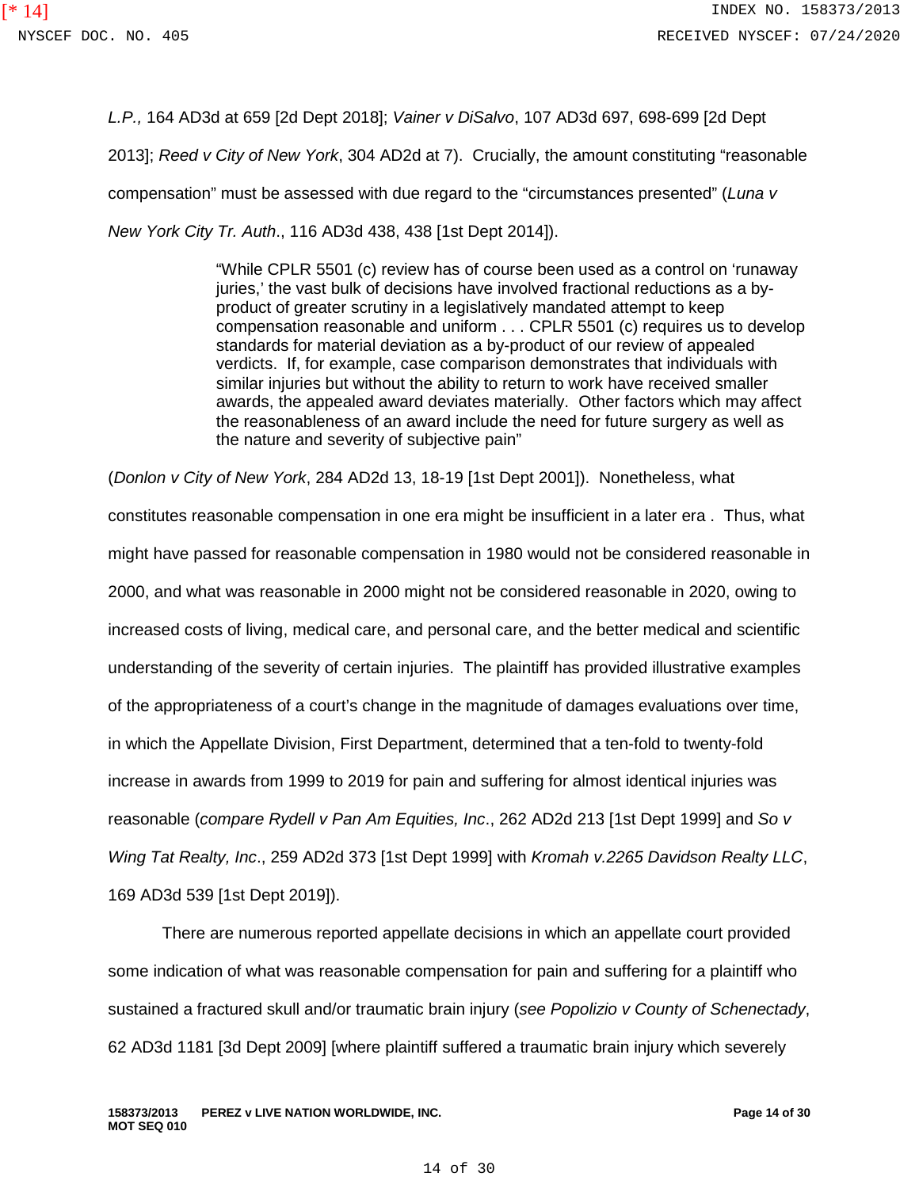*L.P.*, 164 AD3d at 659 [2d Dept 2018]; *Vainer v DiSalvo*, 107 AD3d 697, 698-699 [2d Dept 2013]; *Reed v City of New York*, 304 AD2d at 7). Crucially, the amount constituting "reasonable compensation" must be assessed with due regard to the "circumstances presented" (*Luna v New York City Tr. Auth*., 116 AD3d 438, 438 [1st Dept 2014]).

> "While CPLR 5501 (c) review has of course been used as a control on 'runaway juries,' the vast bulk of decisions have involved fractional reductions as a by-product of greater scrutiny in a legislatively mandated attempt to keep compensation reasonable and uniform . . . CPLR 5501 (c) requires us to develop standards for material deviation as a by-product of our review of appealed verdicts. If, for example, case comparison demonstrates that individuals with similar injuries but without the ability to return to work have received smaller awards, the appealed award deviates materially. Other factors which may affect the reasonableness of an award include the need for future surgery as well as the nature and severity of subjective pain"

(*Donlon v City of New York*, 284 AD2d 13, 18-19 [1st Dept 2001]). Nonetheless, what constitutes reasonable compensation in one era might be insufficient in a later era . Thus, what might have passed for reasonable compensation in 1980 would not be considered reasonable in 2000, and what was reasonable in 2000 might not be considered reasonable in 2020, owing to increased costs of living, medical care, and personal care, and the better medical and scientific understanding of the severity of certain injuries. The plaintiff has provided illustrative examples of the appropriateness of a court's change in the magnitude of damages evaluations over time, in which the Appellate Division, First Department, determined that a ten-fold to twenty-fold increase in awards from 1999 to 2019 for pain and suffering for almost identical injuries was reasonable (*compare Rydell v Pan Am Equities, Inc*., 262 AD2d 213 [1st Dept 1999] and *So v Wing Tat Realty, Inc*., 259 AD2d 373 [1st Dept 1999] with *Kromah v.2265 Davidson Realty LLC*, 169 AD3d 539 [1st Dept 2019]).

There are numerous reported appellate decisions in which an appellate court provided some indication of what was reasonable compensation for pain and suffering for a plaintiff who sustained a fractured skull and/or traumatic brain injury (*see Popolizio v County of Schenectady*, 62 AD3d 1181 [3d Dept 2009] [where plaintiff suffered a traumatic brain injury which severely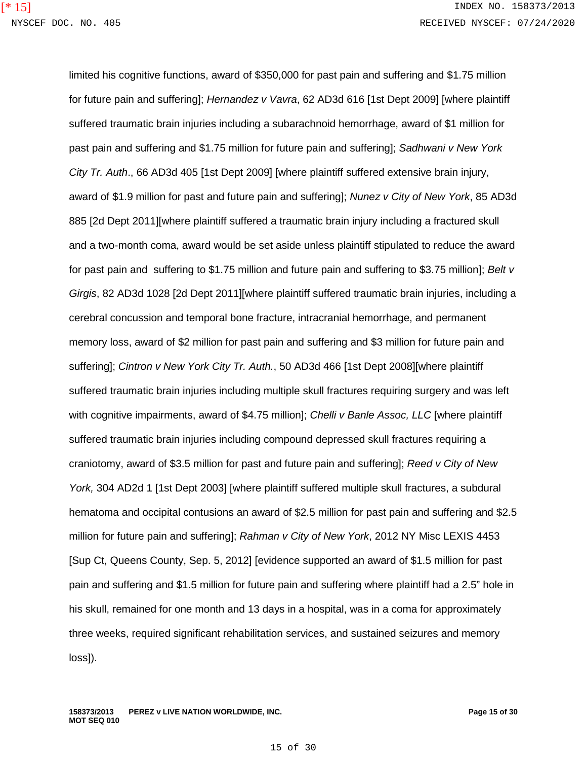limited his cognitive functions, award of $350,000 for past pain and suffering and $1.75 million for future pain and suffering]; *Hernandez v Vavra*, 62 AD3d 616 [1st Dept 2009] [where plaintiff suffered traumatic brain injuries including a subarachnoid hemorrhage, award of $1 million for past pain and suffering and $1.75 million for future pain and suffering]; *Sadhwani v New York City Tr. Auth*., 66 AD3d 405 [1st Dept 2009] [where plaintiff suffered extensive brain injury, award of $1.9 million for past and future pain and suffering]; *Nunez v City of New York*, 85 AD3d 885 [2d Dept 2011][where plaintiff suffered a traumatic brain injury including a fractured skull and a two-month coma, award would be set aside unless plaintiff stipulated to reduce the award for past pain and suffering to $1.75 million and future pain and suffering to $3.75 million]; *Belt v Girgis*, 82 AD3d 1028 [2d Dept 2011][where plaintiff suffered traumatic brain injuries, including a cerebral concussion and temporal bone fracture, intracranial hemorrhage, and permanent memory loss, award of $2 million for past pain and suffering and $3 million for future pain and suffering]; *Cintron v New York City Tr. Auth.*, 50 AD3d 466 [1st Dept 2008][where plaintiff suffered traumatic brain injuries including multiple skull fractures requiring surgery and was left with cognitive impairments, award of $4.75 million]; *Chelli v Banle Assoc, LLC* [where plaintiff suffered traumatic brain injuries including compound depressed skull fractures requiring a craniotomy, award of $3.5 million for past and future pain and suffering]; *Reed v City of New York,* 304 AD2d 1 [1st Dept 2003] [where plaintiff suffered multiple skull fractures, a subdural hematoma and occipital contusions an award of $2.5 million for past pain and suffering and $2.5 million for future pain and suffering]; *Rahman v City of New York*, 2012 NY Misc LEXIS 4453 [Sup Ct, Queens County, Sep. 5, 2012] [evidence supported an award of $1.5 million for past pain and suffering and $1.5 million for future pain and suffering where plaintiff had a 2.5" hole in his skull, remained for one month and 13 days in a hospital, was in a coma for approximately three weeks, required significant rehabilitation services, and sustained seizures and memory loss]).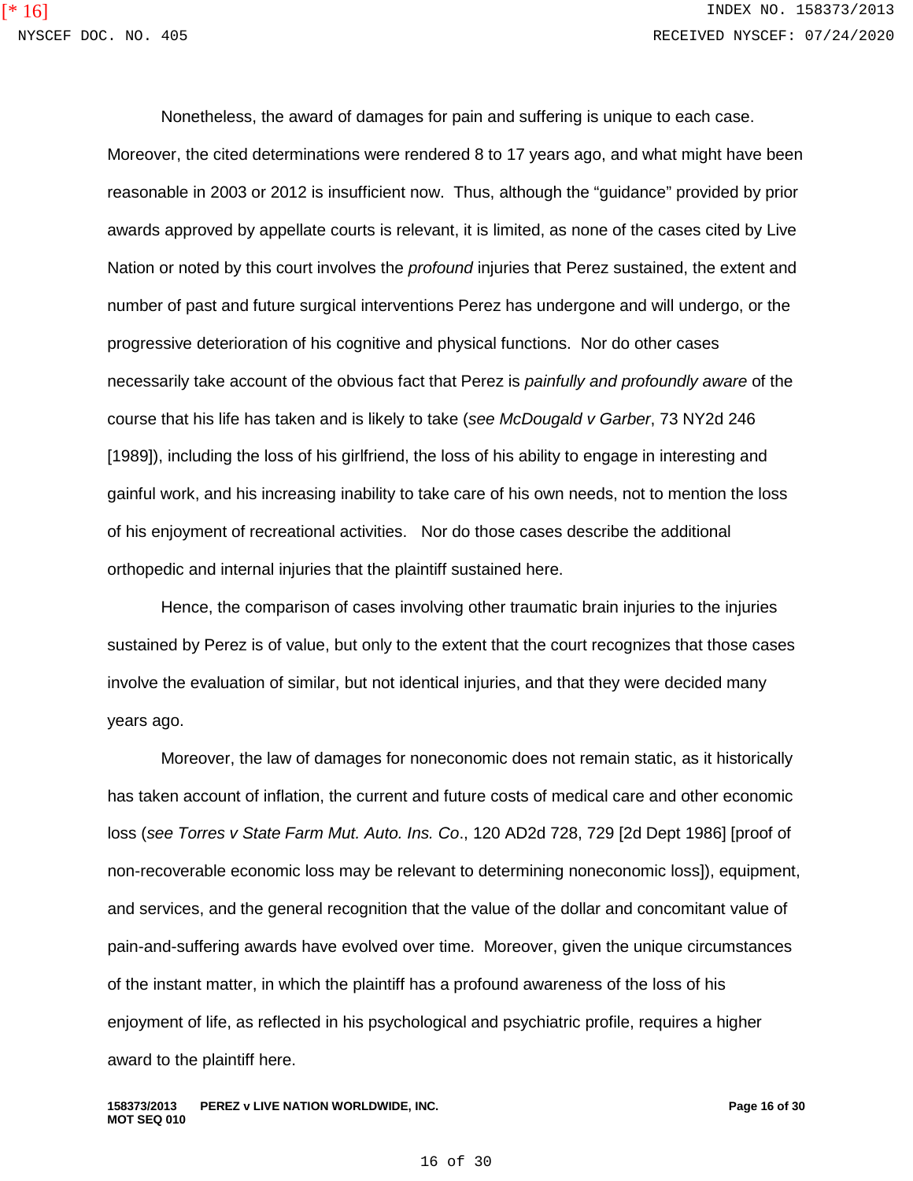Nonetheless, the award of damages for pain and suffering is unique to each case. Moreover, the cited determinations were rendered 8 to 17 years ago, and what might have been reasonable in 2003 or 2012 is insufficient now. Thus, although the "guidance" provided by prior awards approved by appellate courts is relevant, it is limited, as none of the cases cited by Live Nation or noted by this court involves the *profound* injuries that Perez sustained, the extent and number of past and future surgical interventions Perez has undergone and will undergo, or the progressive deterioration of his cognitive and physical functions. Nor do other cases necessarily take account of the obvious fact that Perez is *painfully and profoundly aware* of the course that his life has taken and is likely to take (*see McDougald v Garber*, 73 NY2d 246 [1989]), including the loss of his girlfriend, the loss of his ability to engage in interesting and gainful work, and his increasing inability to take care of his own needs, not to mention the loss of his enjoyment of recreational activities. Nor do those cases describe the additional orthopedic and internal injuries that the plaintiff sustained here.

Hence, the comparison of cases involving other traumatic brain injuries to the injuries sustained by Perez is of value, but only to the extent that the court recognizes that those cases involve the evaluation of similar, but not identical injuries, and that they were decided many years ago.

Moreover, the law of damages for noneconomic does not remain static, as it historically has taken account of inflation, the current and future costs of medical care and other economic loss (*see Torres v State Farm Mut. Auto. Ins. Co*., 120 AD2d 728, 729 [2d Dept 1986] [proof of non-recoverable economic loss may be relevant to determining noneconomic loss]), equipment, and services, and the general recognition that the value of the dollar and concomitant value of pain-and-suffering awards have evolved over time. Moreover, given the unique circumstances of the instant matter, in which the plaintiff has a profound awareness of the loss of his enjoyment of life, as reflected in his psychological and psychiatric profile, requires a higher award to the plaintiff here.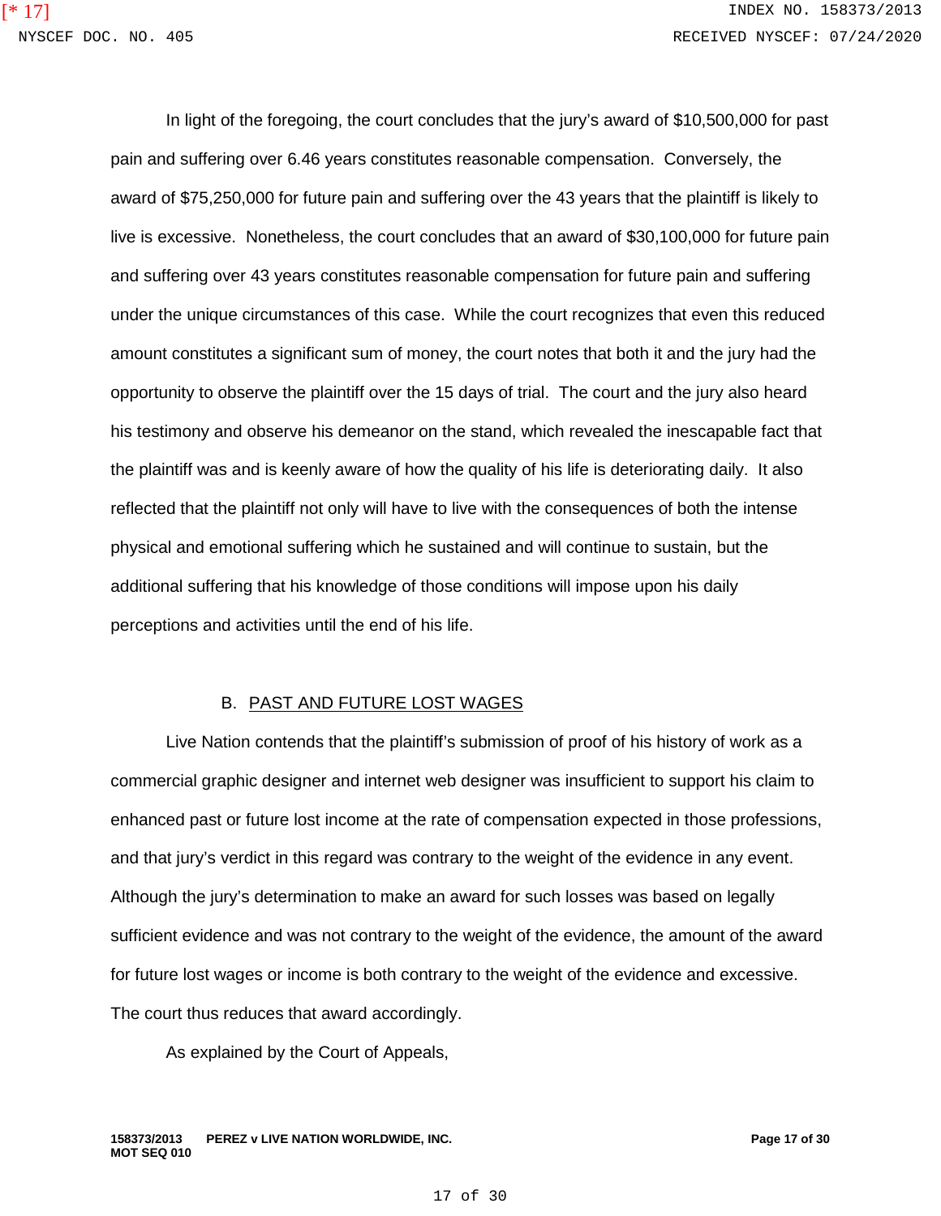In light of the foregoing, the court concludes that the jury's award of $10,500,000 for past pain and suffering over 6.46 years constitutes reasonable compensation. Conversely, the award of $75,250,000 for future pain and suffering over the 43 years that the plaintiff is likely to live is excessive. Nonetheless, the court concludes that an award of $30,100,000 for future pain and suffering over 43 years constitutes reasonable compensation for future pain and suffering under the unique circumstances of this case. While the court recognizes that even this reduced amount constitutes a significant sum of money, the court notes that both it and the jury had the opportunity to observe the plaintiff over the 15 days of trial. The court and the jury also heard his testimony and observe his demeanor on the stand, which revealed the inescapable fact that the plaintiff was and is keenly aware of how the quality of his life is deteriorating daily. It also reflected that the plaintiff not only will have to live with the consequences of both the intense physical and emotional suffering which he sustained and will continue to sustain, but the additional suffering that his knowledge of those conditions will impose upon his daily perceptions and activities until the end of his life.

### B. PAST AND FUTURE LOST WAGES

Live Nation contends that the plaintiff's submission of proof of his history of work as a commercial graphic designer and internet web designer was insufficient to support his claim to enhanced past or future lost income at the rate of compensation expected in those professions, and that jury's verdict in this regard was contrary to the weight of the evidence in any event. Although the jury's determination to make an award for such losses was based on legally sufficient evidence and was not contrary to the weight of the evidence, the amount of the award for future lost wages or income is both contrary to the weight of the evidence and excessive. The court thus reduces that award accordingly.

As explained by the Court of Appeals,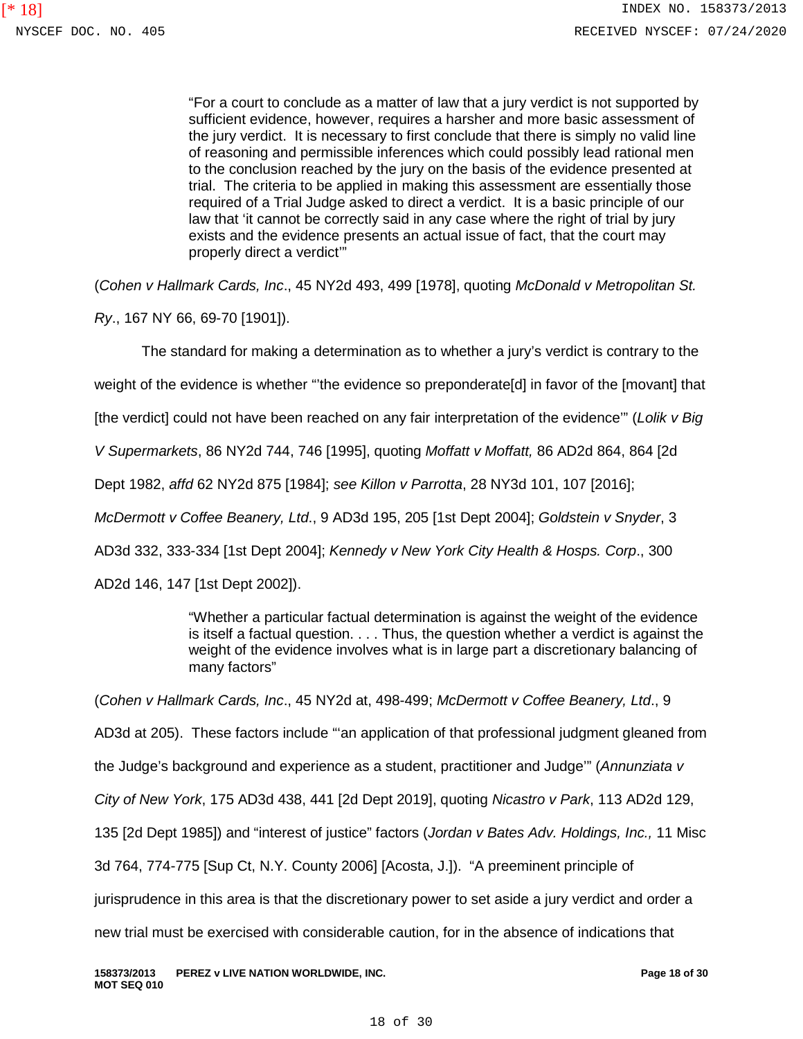> "For a court to conclude as a matter of law that a jury verdict is not supported by sufficient evidence, however, requires a harsher and more basic assessment of the jury verdict. It is necessary to first conclude that there is simply no valid line of reasoning and permissible inferences which could possibly lead rational men to the conclusion reached by the jury on the basis of the evidence presented at trial. The criteria to be applied in making this assessment are essentially those required of a Trial Judge asked to direct a verdict. It is a basic principle of our law that 'it cannot be correctly said in any case where the right of trial by jury exists and the evidence presents an actual issue of fact, that the court may properly direct a verdict'"

(*Cohen v Hallmark Cards, Inc*., 45 NY2d 493, 499 [1978], quoting *McDonald v Metropolitan St. Ry*., 167 NY 66, 69-70 [1901]).

The standard for making a determination as to whether a jury's verdict is contrary to the weight of the evidence is whether "'the evidence so preponderate[d] in favor of the [movant] that [the verdict] could not have been reached on any fair interpretation of the evidence'" (*Lolik v Big V Supermarkets*, 86 NY2d 744, 746 [1995], quoting *Moffatt v Moffatt,* 86 AD2d 864, 864 [2d Dept 1982, *affd* 62 NY2d 875 [1984]; *see Killon v Parrotta*, 28 NY3d 101, 107 [2016]; *McDermott v Coffee Beanery, Ltd*., 9 AD3d 195, 205 [1st Dept 2004]; *Goldstein v Snyder*, 3 AD3d 332, 333-334 [1st Dept 2004]; *Kennedy v New York City Health & Hosps. Corp*., 300 AD2d 146, 147 [1st Dept 2002]).

> "Whether a particular factual determination is against the weight of the evidence is itself a factual question. . . . Thus, the question whether a verdict is against the weight of the evidence involves what is in large part a discretionary balancing of many factors"

(*Cohen v Hallmark Cards, Inc*., 45 NY2d at, 498-499; *McDermott v Coffee Beanery, Ltd*., 9 AD3d at 205). These factors include "'an application of that professional judgment gleaned from the Judge's background and experience as a student, practitioner and Judge'" (*Annunziata v City of New York*, 175 AD3d 438, 441 [2d Dept 2019], quoting *Nicastro v Park*, 113 AD2d 129, 135 [2d Dept 1985]) and "interest of justice" factors (*Jordan v Bates Adv. Holdings, Inc.,* 11 Misc 3d 764, 774-775 [Sup Ct, N.Y. County 2006] [Acosta, J.]). "A preeminent principle of jurisprudence in this area is that the discretionary power to set aside a jury verdict and order a new trial must be exercised with considerable caution, for in the absence of indications that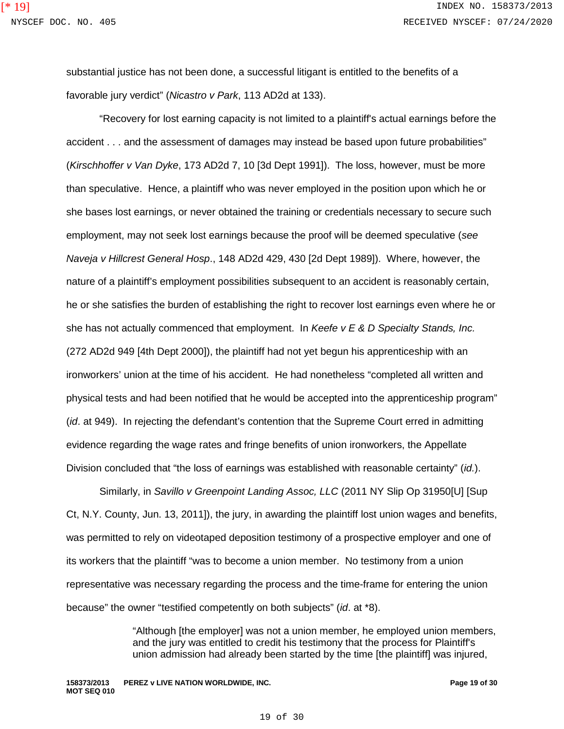substantial justice has not been done, a successful litigant is entitled to the benefits of a favorable jury verdict" (*Nicastro v Park*, 113 AD2d at 133).

"Recovery for lost earning capacity is not limited to a plaintiff's actual earnings before the accident . . . and the assessment of damages may instead be based upon future probabilities" (*Kirschhoffer v Van Dyke*, 173 AD2d 7, 10 [3d Dept 1991]). The loss, however, must be more than speculative. Hence, a plaintiff who was never employed in the position upon which he or she bases lost earnings, or never obtained the training or credentials necessary to secure such employment, may not seek lost earnings because the proof will be deemed speculative (*see Naveja v Hillcrest General Hosp*., 148 AD2d 429, 430 [2d Dept 1989]). Where, however, the nature of a plaintiff's employment possibilities subsequent to an accident is reasonably certain, he or she satisfies the burden of establishing the right to recover lost earnings even where he or she has not actually commenced that employment. In *Keefe v E & D Specialty Stands, Inc.* (272 AD2d 949 [4th Dept 2000]), the plaintiff had not yet begun his apprenticeship with an ironworkers' union at the time of his accident. He had nonetheless "completed all written and physical tests and had been notified that he would be accepted into the apprenticeship program" (*id*. at 949). In rejecting the defendant's contention that the Supreme Court erred in admitting evidence regarding the wage rates and fringe benefits of union ironworkers, the Appellate Division concluded that "the loss of earnings was established with reasonable certainty" (*id.*).

Similarly, in *Savillo v Greenpoint Landing Assoc, LLC* (2011 NY Slip Op 31950[U] [Sup Ct, N.Y. County, Jun. 13, 2011]), the jury, in awarding the plaintiff lost union wages and benefits, was permitted to rely on videotaped deposition testimony of a prospective employer and one of its workers that the plaintiff "was to become a union member. No testimony from a union representative was necessary regarding the process and the time-frame for entering the union because" the owner "testified competently on both subjects" (*id*. at *8).

> "Although [the employer] was not a union member, he employed union members, and the jury was entitled to credit his testimony that the process for Plaintiff's union admission had already been started by the time [the plaintiff] was injured,

158373/2013 MOT SEQ 010 PEREZ v LIVE NATION WORLDWIDE, INC.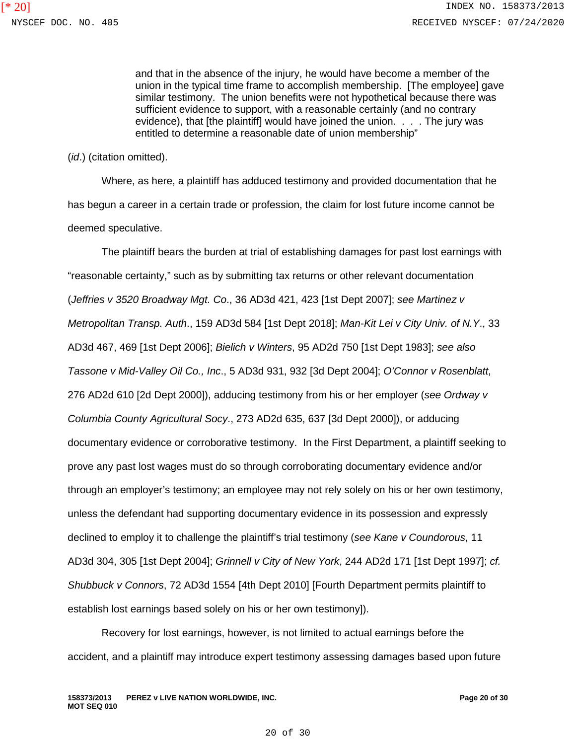> and that in the absence of the injury, he would have become a member of the union in the typical time frame to accomplish membership. [The employee] gave similar testimony. The union benefits were not hypothetical because there was sufficient evidence to support, with a reasonable certainly (and no contrary evidence), that [the plaintiff] would have joined the union. . . . The jury was entitled to determine a reasonable date of union membership"

(*id*.) (citation omitted).

Where, as here, a plaintiff has adduced testimony and provided documentation that he has begun a career in a certain trade or profession, the claim for lost future income cannot be deemed speculative.

The plaintiff bears the burden at trial of establishing damages for past lost earnings with "reasonable certainty," such as by submitting tax returns or other relevant documentation (*Jeffries v 3520 Broadway Mgt. Co*., 36 AD3d 421, 423 [1st Dept 2007]; *see Martinez v Metropolitan Transp. Auth*., 159 AD3d 584 [1st Dept 2018]; *Man-Kit Lei v City Univ. of N.Y*., 33 AD3d 467, 469 [1st Dept 2006]; *Bielich v Winters*, 95 AD2d 750 [1st Dept 1983]; *see also Tassone v Mid-Valley Oil Co., Inc*., 5 AD3d 931, 932 [3d Dept 2004]; *O'Connor v Rosenblatt*, 276 AD2d 610 [2d Dept 2000]), adducing testimony from his or her employer (*see Ordway v Columbia County Agricultural Socy*., 273 AD2d 635, 637 [3d Dept 2000]), or adducing documentary evidence or corroborative testimony. In the First Department, a plaintiff seeking to prove any past lost wages must do so through corroborating documentary evidence and/or through an employer's testimony; an employee may not rely solely on his or her own testimony, unless the defendant had supporting documentary evidence in its possession and expressly declined to employ it to challenge the plaintiff's trial testimony (*see Kane v Coundorous*, 11 AD3d 304, 305 [1st Dept 2004]; *Grinnell v City of New York*, 244 AD2d 171 [1st Dept 1997]; *cf. Shubbuck v Connors*, 72 AD3d 1554 [4th Dept 2010] [Fourth Department permits plaintiff to establish lost earnings based solely on his or her own testimony]).

Recovery for lost earnings, however, is not limited to actual earnings before the accident, and a plaintiff may introduce expert testimony assessing damages based upon future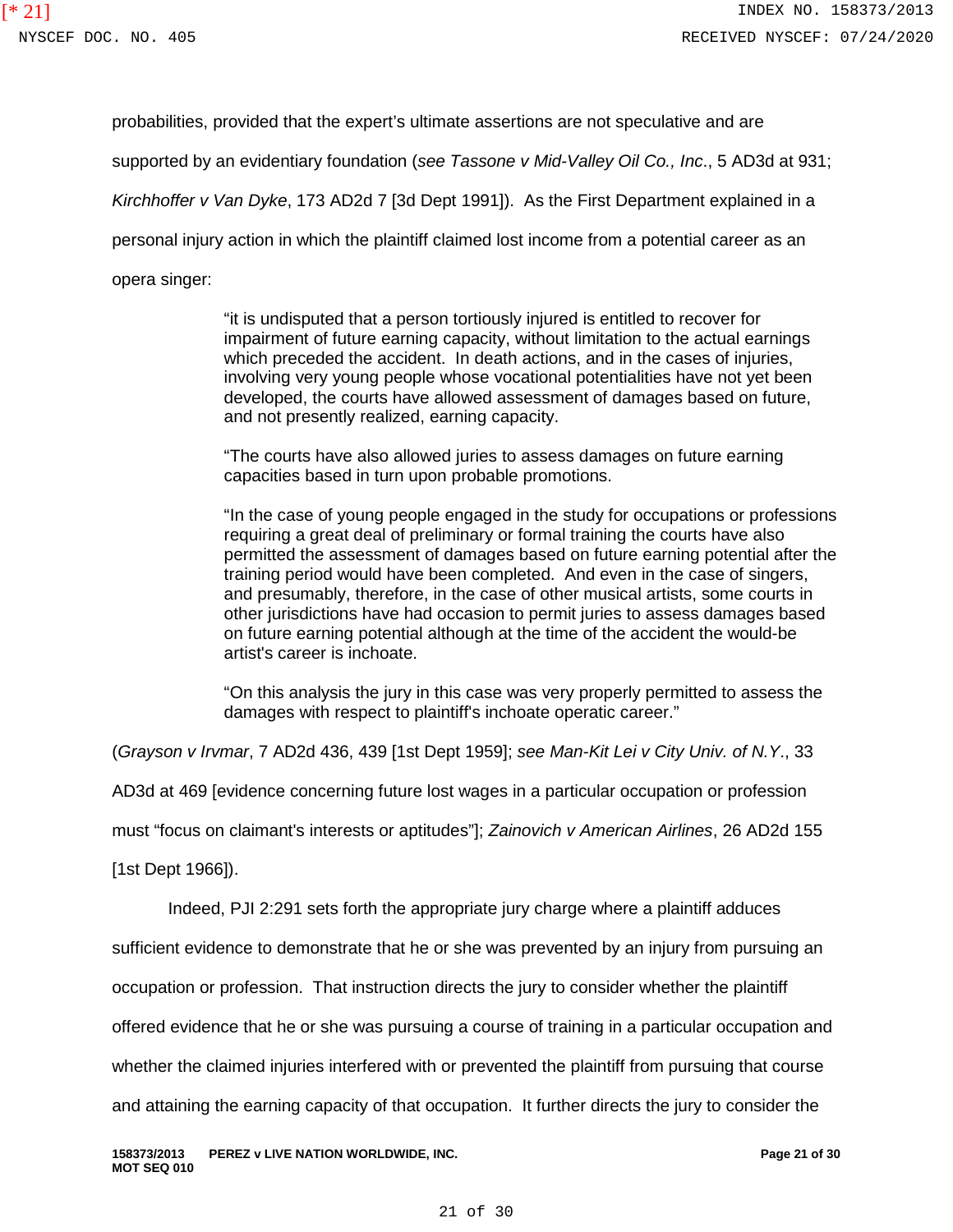probabilities, provided that the expert's ultimate assertions are not speculative and are supported by an evidentiary foundation (*see Tassone v Mid-Valley Oil Co., Inc*., 5 AD3d at 931; *Kirchhoffer v Van Dyke*, 173 AD2d 7 [3d Dept 1991]). As the First Department explained in a personal injury action in which the plaintiff claimed lost income from a potential career as an opera singer:

> "it is undisputed that a person tortiously injured is entitled to recover for impairment of future earning capacity, without limitation to the actual earnings which preceded the accident. In death actions, and in the cases of injuries, involving very young people whose vocational potentialities have not yet been developed, the courts have allowed assessment of damages based on future, and not presently realized, earning capacity.
>
> "The courts have also allowed juries to assess damages on future earning capacities based in turn upon probable promotions.
>
> "In the case of young people engaged in the study for occupations or professions requiring a great deal of preliminary or formal training the courts have also permitted the assessment of damages based on future earning potential after the training period would have been completed. And even in the case of singers, and presumably, therefore, in the case of other musical artists, some courts in other jurisdictions have had occasion to permit juries to assess damages based on future earning potential although at the time of the accident the would-be artist's career is inchoate.
>
> "On this analysis the jury in this case was very properly permitted to assess the damages with respect to plaintiff's inchoate operatic career."

(*Grayson v Irvmar*, 7 AD2d 436, 439 [1st Dept 1959]; *see Man-Kit Lei v City Univ. of N.Y*., 33 AD3d at 469 [evidence concerning future lost wages in a particular occupation or profession must "focus on claimant's interests or aptitudes"]; *Zainovich v American Airlines*, 26 AD2d 155 [1st Dept 1966]).

Indeed, PJI 2:291 sets forth the appropriate jury charge where a plaintiff adduces sufficient evidence to demonstrate that he or she was prevented by an injury from pursuing an occupation or profession. That instruction directs the jury to consider whether the plaintiff offered evidence that he or she was pursuing a course of training in a particular occupation and whether the claimed injuries interfered with or prevented the plaintiff from pursuing that course and attaining the earning capacity of that occupation. It further directs the jury to consider the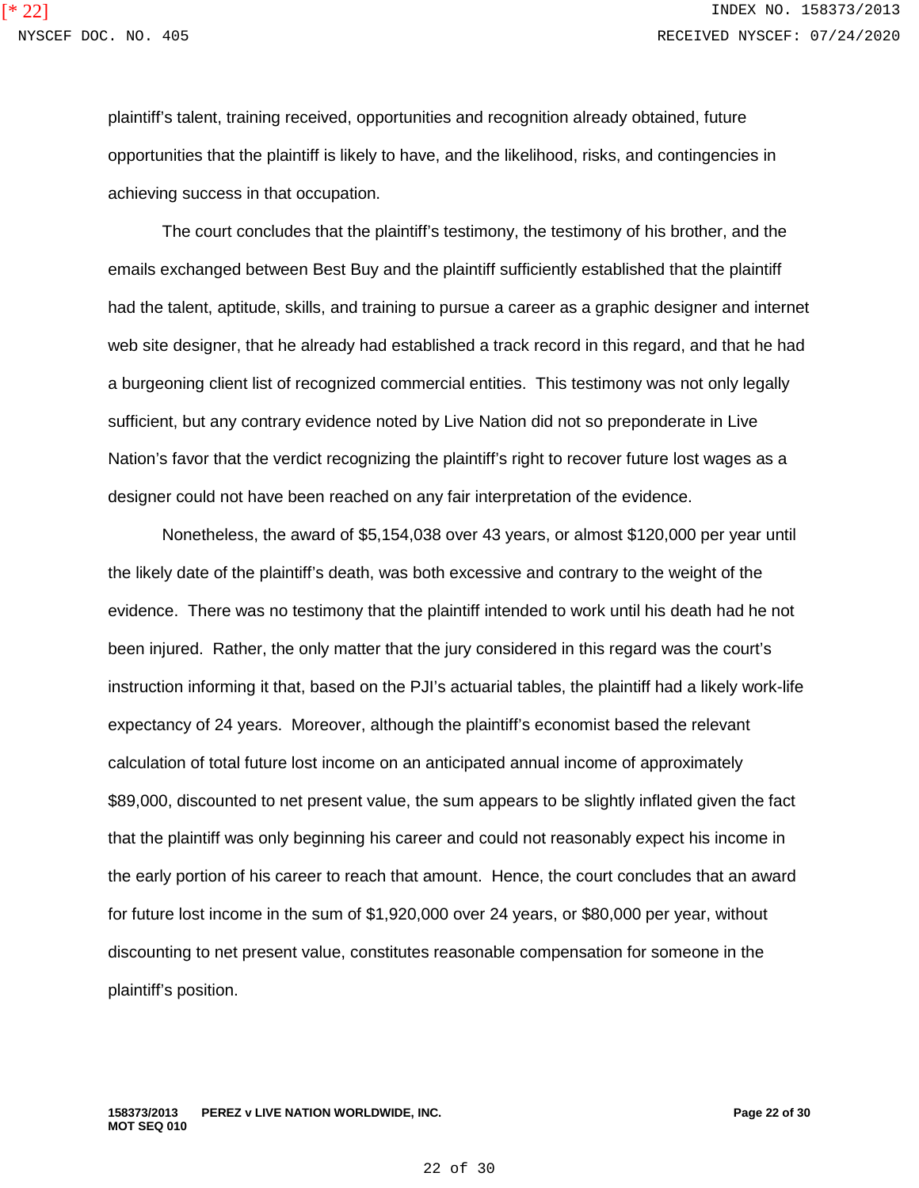plaintiff's talent, training received, opportunities and recognition already obtained, future opportunities that the plaintiff is likely to have, and the likelihood, risks, and contingencies in achieving success in that occupation.

The court concludes that the plaintiff's testimony, the testimony of his brother, and the emails exchanged between Best Buy and the plaintiff sufficiently established that the plaintiff had the talent, aptitude, skills, and training to pursue a career as a graphic designer and internet web site designer, that he already had established a track record in this regard, and that he had a burgeoning client list of recognized commercial entities. This testimony was not only legally sufficient, but any contrary evidence noted by Live Nation did not so preponderate in Live Nation's favor that the verdict recognizing the plaintiff's right to recover future lost wages as a designer could not have been reached on any fair interpretation of the evidence.

Nonetheless, the award of $5,154,038 over 43 years, or almost $120,000 per year until the likely date of the plaintiff's death, was both excessive and contrary to the weight of the evidence. There was no testimony that the plaintiff intended to work until his death had he not been injured. Rather, the only matter that the jury considered in this regard was the court's instruction informing it that, based on the PJI's actuarial tables, the plaintiff had a likely work-life expectancy of 24 years. Moreover, although the plaintiff's economist based the relevant calculation of total future lost income on an anticipated annual income of approximately $89,000, discounted to net present value, the sum appears to be slightly inflated given the fact that the plaintiff was only beginning his career and could not reasonably expect his income in the early portion of his career to reach that amount. Hence, the court concludes that an award for future lost income in the sum of $1,920,000 over 24 years, or $80,000 per year, without discounting to net present value, constitutes reasonable compensation for someone in the plaintiff's position.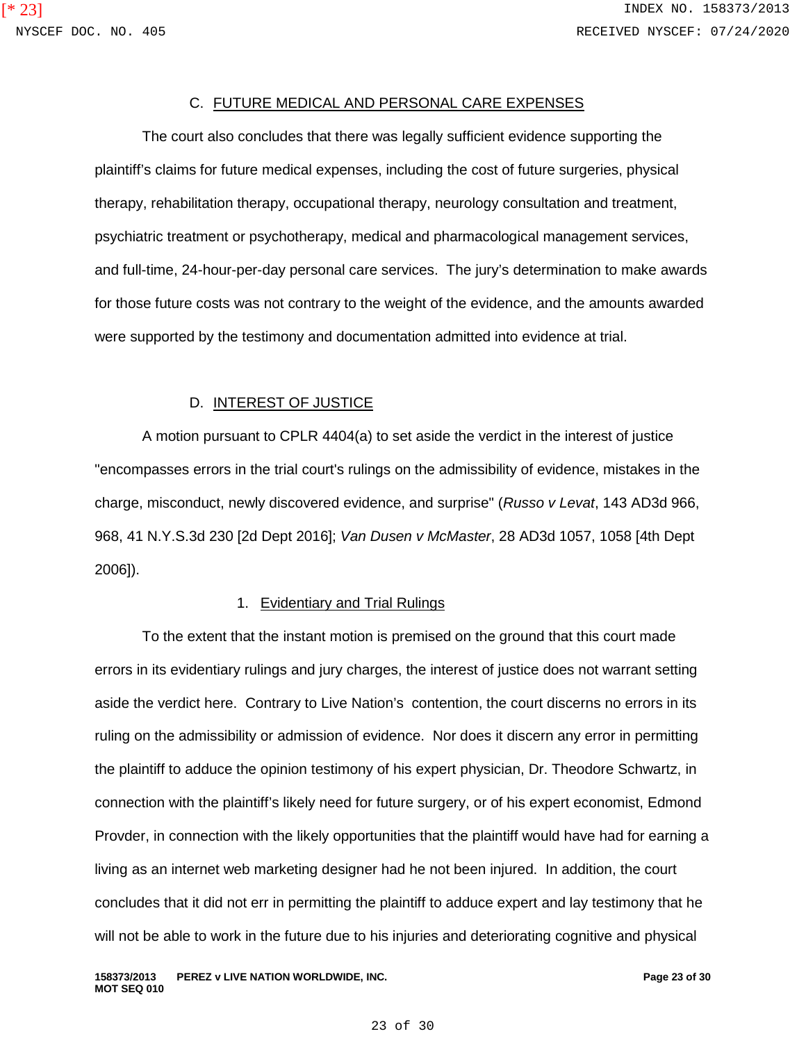### C. FUTURE MEDICAL AND PERSONAL CARE EXPENSES

The court also concludes that there was legally sufficient evidence supporting the plaintiff's claims for future medical expenses, including the cost of future surgeries, physical therapy, rehabilitation therapy, occupational therapy, neurology consultation and treatment, psychiatric treatment or psychotherapy, medical and pharmacological management services, and full-time, 24-hour-per-day personal care services. The jury's determination to make awards for those future costs was not contrary to the weight of the evidence, and the amounts awarded were supported by the testimony and documentation admitted into evidence at trial.

### D. INTEREST OF JUSTICE

A motion pursuant to CPLR 4404(a) to set aside the verdict in the interest of justice "encompasses errors in the trial court's rulings on the admissibility of evidence, mistakes in the charge, misconduct, newly discovered evidence, and surprise" (*Russo v Levat*, 143 AD3d 966, 968, 41 N.Y.S.3d 230 [2d Dept 2016]; *Van Dusen v McMaster*, 28 AD3d 1057, 1058 [4th Dept 2006]).

#### 1. Evidentiary and Trial Rulings

To the extent that the instant motion is premised on the ground that this court made errors in its evidentiary rulings and jury charges, the interest of justice does not warrant setting aside the verdict here. Contrary to Live Nation's contention, the court discerns no errors in its ruling on the admissibility or admission of evidence. Nor does it discern any error in permitting the plaintiff to adduce the opinion testimony of his expert physician, Dr. Theodore Schwartz, in connection with the plaintiff's likely need for future surgery, or of his expert economist, Edmond Provder, in connection with the likely opportunities that the plaintiff would have had for earning a living as an internet web marketing designer had he not been injured. In addition, the court concludes that it did not err in permitting the plaintiff to adduce expert and lay testimony that he will not be able to work in the future due to his injuries and deteriorating cognitive and physical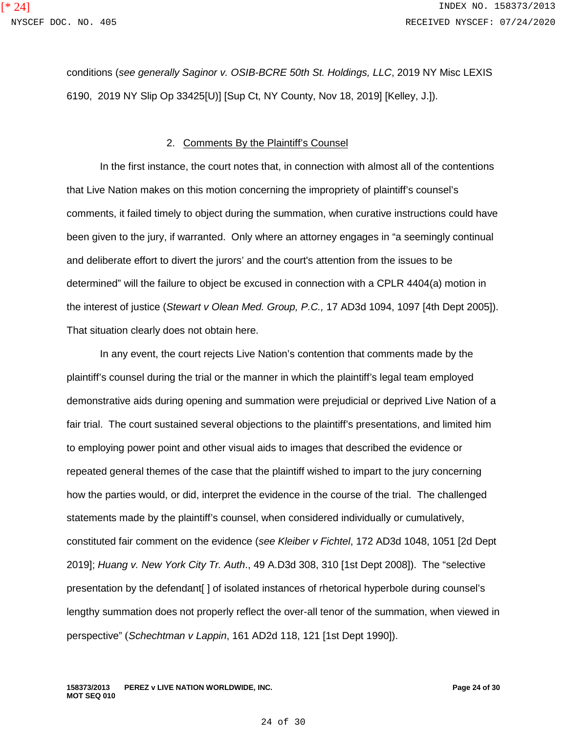conditions (*see generally Saginor v. OSIB-BCRE 50th St. Holdings, LLC*, 2019 NY Misc LEXIS 6190, 2019 NY Slip Op 33425[U)] [Sup Ct, NY County, Nov 18, 2019] [Kelley, J.]).

2. Comments By the Plaintiff's Counsel

In the first instance, the court notes that, in connection with almost all of the contentions that Live Nation makes on this motion concerning the impropriety of plaintiff's counsel's comments, it failed timely to object during the summation, when curative instructions could have been given to the jury, if warranted. Only where an attorney engages in "a seemingly continual and deliberate effort to divert the jurors' and the court's attention from the issues to be determined" will the failure to object be excused in connection with a CPLR 4404(a) motion in the interest of justice (*Stewart v Olean Med. Group, P.C.,* 17 AD3d 1094, 1097 [4th Dept 2005]). That situation clearly does not obtain here.

In any event, the court rejects Live Nation's contention that comments made by the plaintiff's counsel during the trial or the manner in which the plaintiff's legal team employed demonstrative aids during opening and summation were prejudicial or deprived Live Nation of a fair trial. The court sustained several objections to the plaintiff's presentations, and limited him to employing power point and other visual aids to images that described the evidence or repeated general themes of the case that the plaintiff wished to impart to the jury concerning how the parties would, or did, interpret the evidence in the course of the trial. The challenged statements made by the plaintiff's counsel, when considered individually or cumulatively, constituted fair comment on the evidence (*see Kleiber v Fichtel*, 172 AD3d 1048, 1051 [2d Dept 2019]; *Huang v. New York City Tr. Auth*., 49 A.D3d 308, 310 [1st Dept 2008]). The "selective presentation by the defendant[ ] of isolated instances of rhetorical hyperbole during counsel's lengthy summation does not properly reflect the over-all tenor of the summation, when viewed in perspective" (*Schechtman v Lappin*, 161 AD2d 118, 121 [1st Dept 1990]).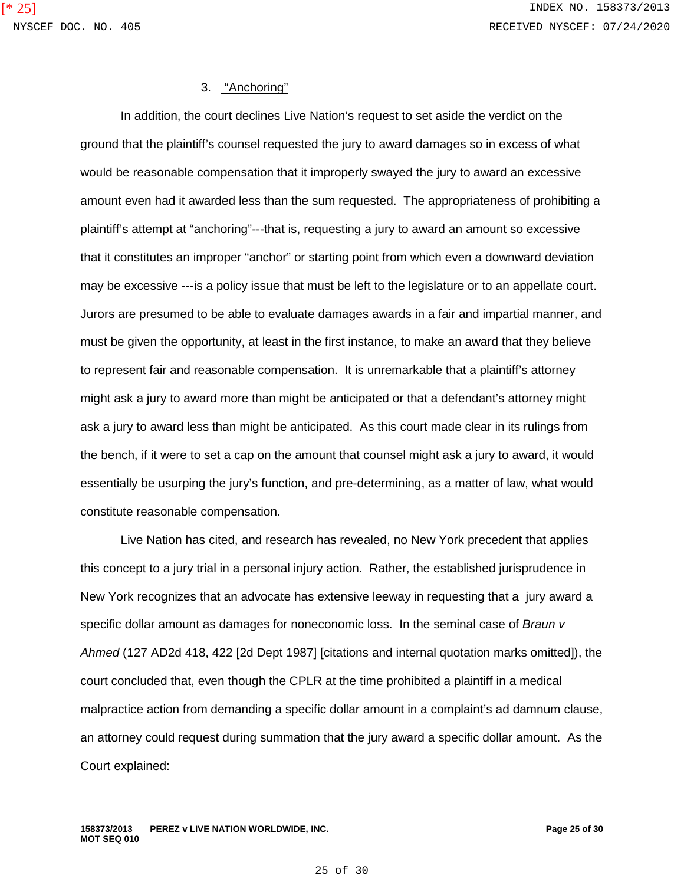### 3. "Anchoring"

In addition, the court declines Live Nation's request to set aside the verdict on the ground that the plaintiff's counsel requested the jury to award damages so in excess of what would be reasonable compensation that it improperly swayed the jury to award an excessive amount even had it awarded less than the sum requested. The appropriateness of prohibiting a plaintiff's attempt at "anchoring"---that is, requesting a jury to award an amount so excessive that it constitutes an improper "anchor" or starting point from which even a downward deviation may be excessive ---is a policy issue that must be left to the legislature or to an appellate court. Jurors are presumed to be able to evaluate damages awards in a fair and impartial manner, and must be given the opportunity, at least in the first instance, to make an award that they believe to represent fair and reasonable compensation. It is unremarkable that a plaintiff's attorney might ask a jury to award more than might be anticipated or that a defendant's attorney might ask a jury to award less than might be anticipated. As this court made clear in its rulings from the bench, if it were to set a cap on the amount that counsel might ask a jury to award, it would essentially be usurping the jury's function, and pre-determining, as a matter of law, what would constitute reasonable compensation.

Live Nation has cited, and research has revealed, no New York precedent that applies this concept to a jury trial in a personal injury action. Rather, the established jurisprudence in New York recognizes that an advocate has extensive leeway in requesting that a jury award a specific dollar amount as damages for noneconomic loss. In the seminal case of *Braun v Ahmed* (127 AD2d 418, 422 [2d Dept 1987] [citations and internal quotation marks omitted]), the court concluded that, even though the CPLR at the time prohibited a plaintiff in a medical malpractice action from demanding a specific dollar amount in a complaint's ad damnum clause, an attorney could request during summation that the jury award a specific dollar amount. As the Court explained: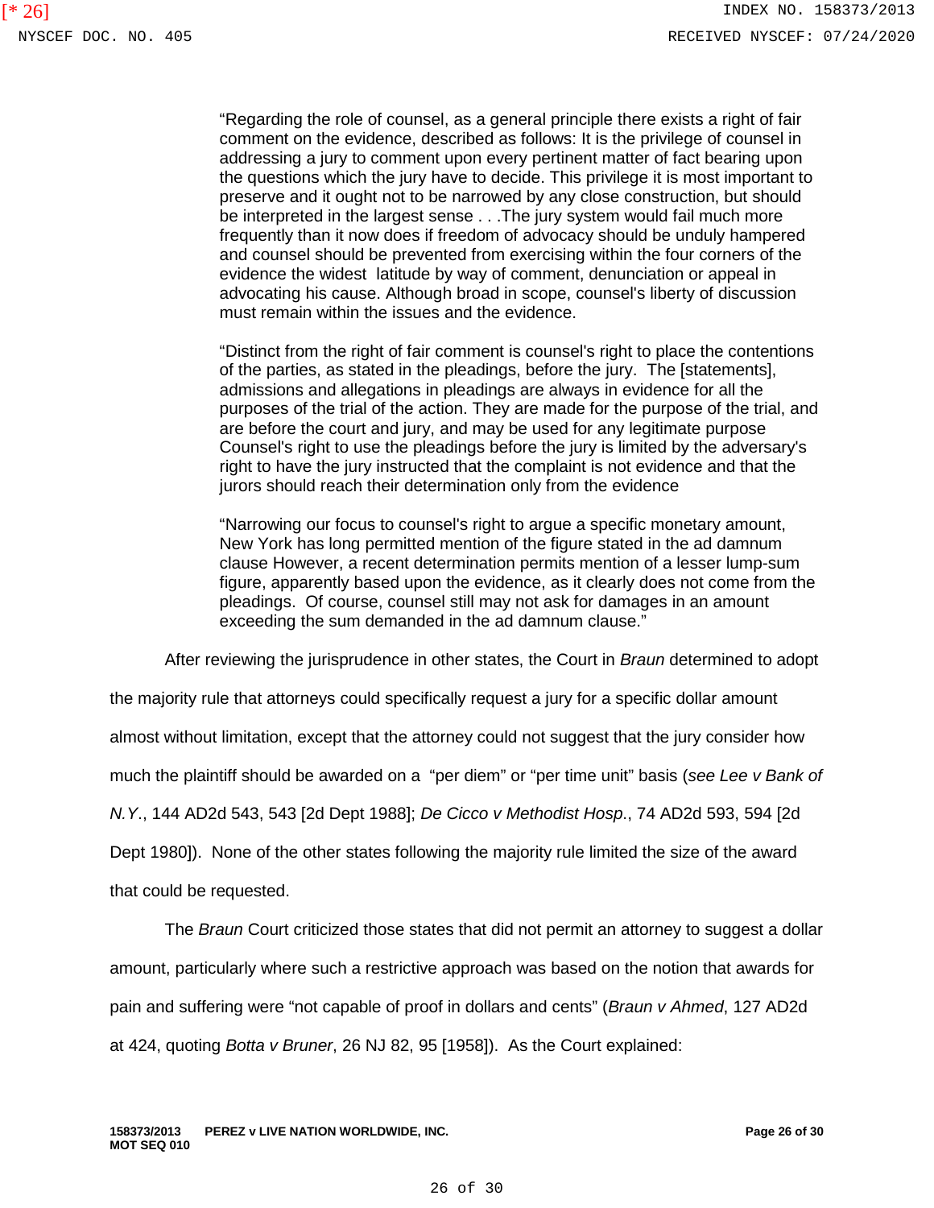> "Regarding the role of counsel, as a general principle there exists a right of fair comment on the evidence, described as follows: It is the privilege of counsel in addressing a jury to comment upon every pertinent matter of fact bearing upon the questions which the jury have to decide. This privilege it is most important to preserve and it ought not to be narrowed by any close construction, but should be interpreted in the largest sense . . .The jury system would fail much more frequently than it now does if freedom of advocacy should be unduly hampered and counsel should be prevented from exercising within the four corners of the evidence the widest latitude by way of comment, denunciation or appeal in advocating his cause. Although broad in scope, counsel's liberty of discussion must remain within the issues and the evidence.
>
> "Distinct from the right of fair comment is counsel's right to place the contentions of the parties, as stated in the pleadings, before the jury. The [statements], admissions and allegations in pleadings are always in evidence for all the purposes of the trial of the action. They are made for the purpose of the trial, and are before the court and jury, and may be used for any legitimate purpose Counsel's right to use the pleadings before the jury is limited by the adversary's right to have the jury instructed that the complaint is not evidence and that the jurors should reach their determination only from the evidence
>
> "Narrowing our focus to counsel's right to argue a specific monetary amount, New York has long permitted mention of the figure stated in the ad damnum clause However, a recent determination permits mention of a lesser lump-sum figure, apparently based upon the evidence, as it clearly does not come from the pleadings. Of course, counsel still may not ask for damages in an amount exceeding the sum demanded in the ad damnum clause."

After reviewing the jurisprudence in other states, the Court in *Braun* determined to adopt the majority rule that attorneys could specifically request a jury for a specific dollar amount almost without limitation, except that the attorney could not suggest that the jury consider how much the plaintiff should be awarded on a "per diem" or "per time unit" basis (*see Lee v Bank of N.Y.*, 144 AD2d 543, 543 [2d Dept 1988]; *De Cicco v Methodist Hosp.*, 74 AD2d 593, 594 [2d Dept 1980]). None of the other states following the majority rule limited the size of the award that could be requested.

The *Braun* Court criticized those states that did not permit an attorney to suggest a dollar amount, particularly where such a restrictive approach was based on the notion that awards for pain and suffering were "not capable of proof in dollars and cents" (*Braun v Ahmed*, 127 AD2d at 424, quoting *Botta v Bruner*, 26 NJ 82, 95 [1958]). As the Court explained: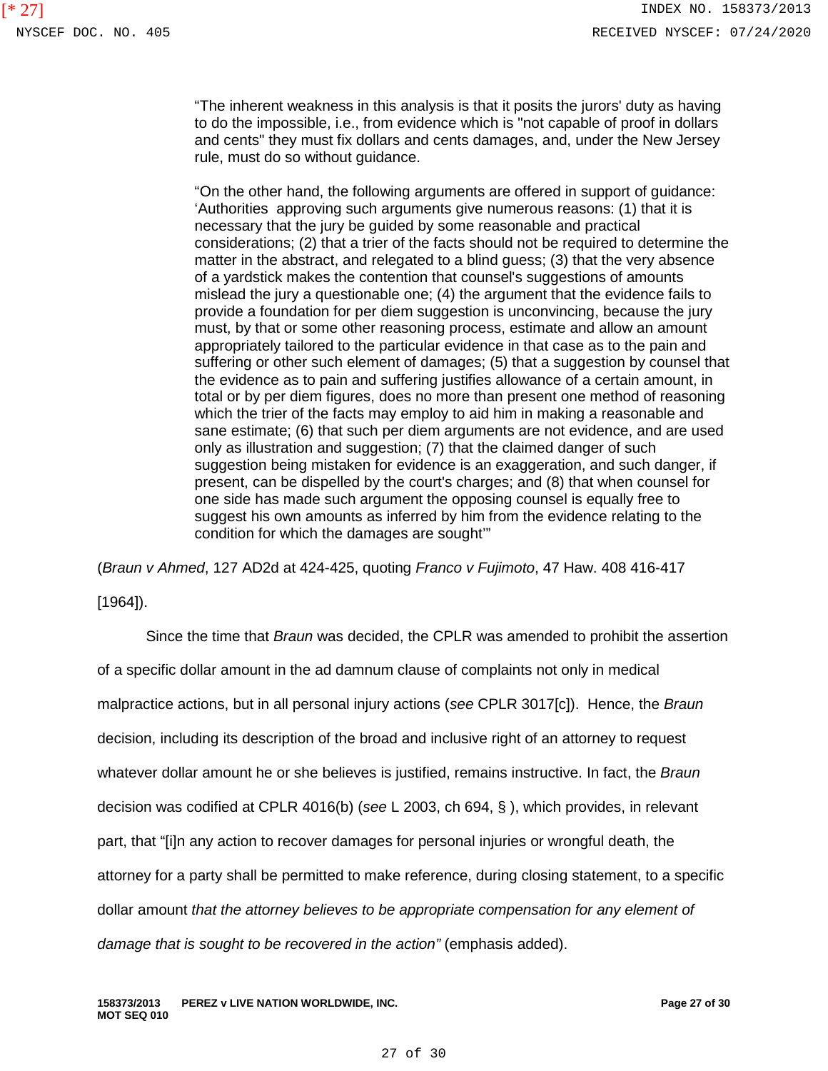"The inherent weakness in this analysis is that it posits the jurors' duty as having to do the impossible, i.e., from evidence which is "not capable of proof in dollars and cents" they must fix dollars and cents damages, and, under the New Jersey rule, must do so without guidance.

"On the other hand, the following arguments are offered in support of guidance: 'Authorities approving such arguments give numerous reasons: (1) that it is necessary that the jury be guided by some reasonable and practical considerations; (2) that a trier of the facts should not be required to determine the matter in the abstract, and relegated to a blind guess; (3) that the very absence of a yardstick makes the contention that counsel's suggestions of amounts mislead the jury a questionable one; (4) the argument that the evidence fails to provide a foundation for per diem suggestion is unconvincing, because the jury must, by that or some other reasoning process, estimate and allow an amount appropriately tailored to the particular evidence in that case as to the pain and suffering or other such element of damages; (5) that a suggestion by counsel that the evidence as to pain and suffering justifies allowance of a certain amount, in total or by per diem figures, does no more than present one method of reasoning which the trier of the facts may employ to aid him in making a reasonable and sane estimate; (6) that such per diem arguments are not evidence, and are used only as illustration and suggestion; (7) that the claimed danger of such suggestion being mistaken for evidence is an exaggeration, and such danger, if present, can be dispelled by the court's charges; and (8) that when counsel for one side has made such argument the opposing counsel is equally free to suggest his own amounts as inferred by him from the evidence relating to the condition for which the damages are sought'"

(*Braun v Ahmed*, 127 AD2d at 424-425, quoting *Franco v Fujimoto*, 47 Haw. 408 416-417 [1964]).

Since the time that *Braun* was decided, the CPLR was amended to prohibit the assertion of a specific dollar amount in the ad damnum clause of complaints not only in medical malpractice actions, but in all personal injury actions (*see* CPLR 3017[c]). Hence, the *Braun* decision, including its description of the broad and inclusive right of an attorney to request whatever dollar amount he or she believes is justified, remains instructive. In fact, the *Braun* decision was codified at CPLR 4016(b) (*see* L 2003, ch 694, § ), which provides, in relevant part, that "[i]n any action to recover damages for personal injuries or wrongful death, the attorney for a party shall be permitted to make reference, during closing statement, to a specific dollar amount *that the attorney believes to be appropriate compensation for any element of damage that is sought to be recovered in the action"* (emphasis added).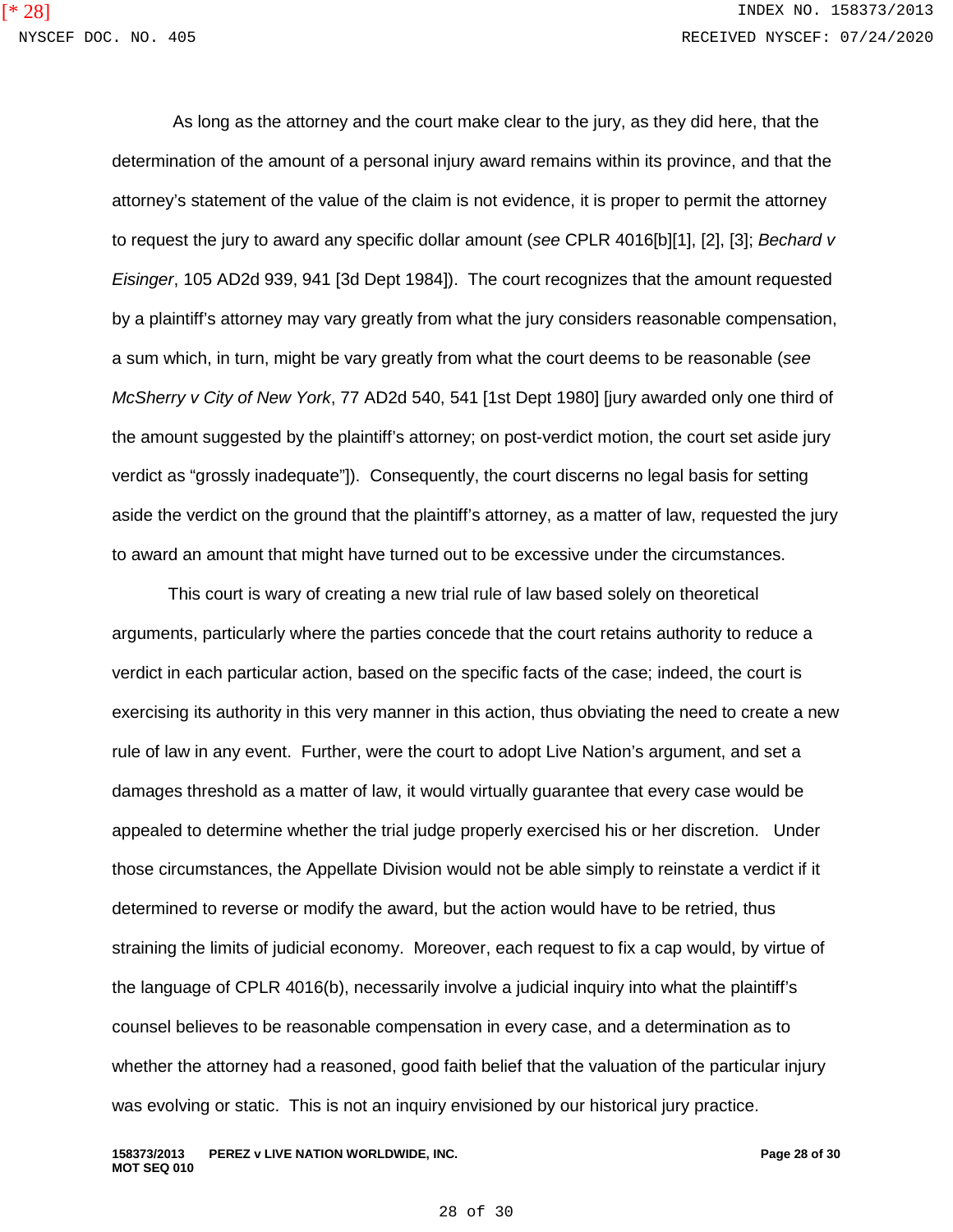As long as the attorney and the court make clear to the jury, as they did here, that the determination of the amount of a personal injury award remains within its province, and that the attorney's statement of the value of the claim is not evidence, it is proper to permit the attorney to request the jury to award any specific dollar amount (*see* CPLR 4016[b][1], [2], [3]; *Bechard v Eisinger*, 105 AD2d 939, 941 [3d Dept 1984]). The court recognizes that the amount requested by a plaintiff's attorney may vary greatly from what the jury considers reasonable compensation, a sum which, in turn, might be vary greatly from what the court deems to be reasonable (*see McSherry v City of New York*, 77 AD2d 540, 541 [1st Dept 1980] [jury awarded only one third of the amount suggested by the plaintiff's attorney; on post-verdict motion, the court set aside jury verdict as "grossly inadequate"]). Consequently, the court discerns no legal basis for setting aside the verdict on the ground that the plaintiff's attorney, as a matter of law, requested the jury to award an amount that might have turned out to be excessive under the circumstances.

This court is wary of creating a new trial rule of law based solely on theoretical arguments, particularly where the parties concede that the court retains authority to reduce a verdict in each particular action, based on the specific facts of the case; indeed, the court is exercising its authority in this very manner in this action, thus obviating the need to create a new rule of law in any event. Further, were the court to adopt Live Nation's argument, and set a damages threshold as a matter of law, it would virtually guarantee that every case would be appealed to determine whether the trial judge properly exercised his or her discretion. Under those circumstances, the Appellate Division would not be able simply to reinstate a verdict if it determined to reverse or modify the award, but the action would have to be retried, thus straining the limits of judicial economy. Moreover, each request to fix a cap would, by virtue of the language of CPLR 4016(b), necessarily involve a judicial inquiry into what the plaintiff's counsel believes to be reasonable compensation in every case, and a determination as to whether the attorney had a reasoned, good faith belief that the valuation of the particular injury was evolving or static. This is not an inquiry envisioned by our historical jury practice.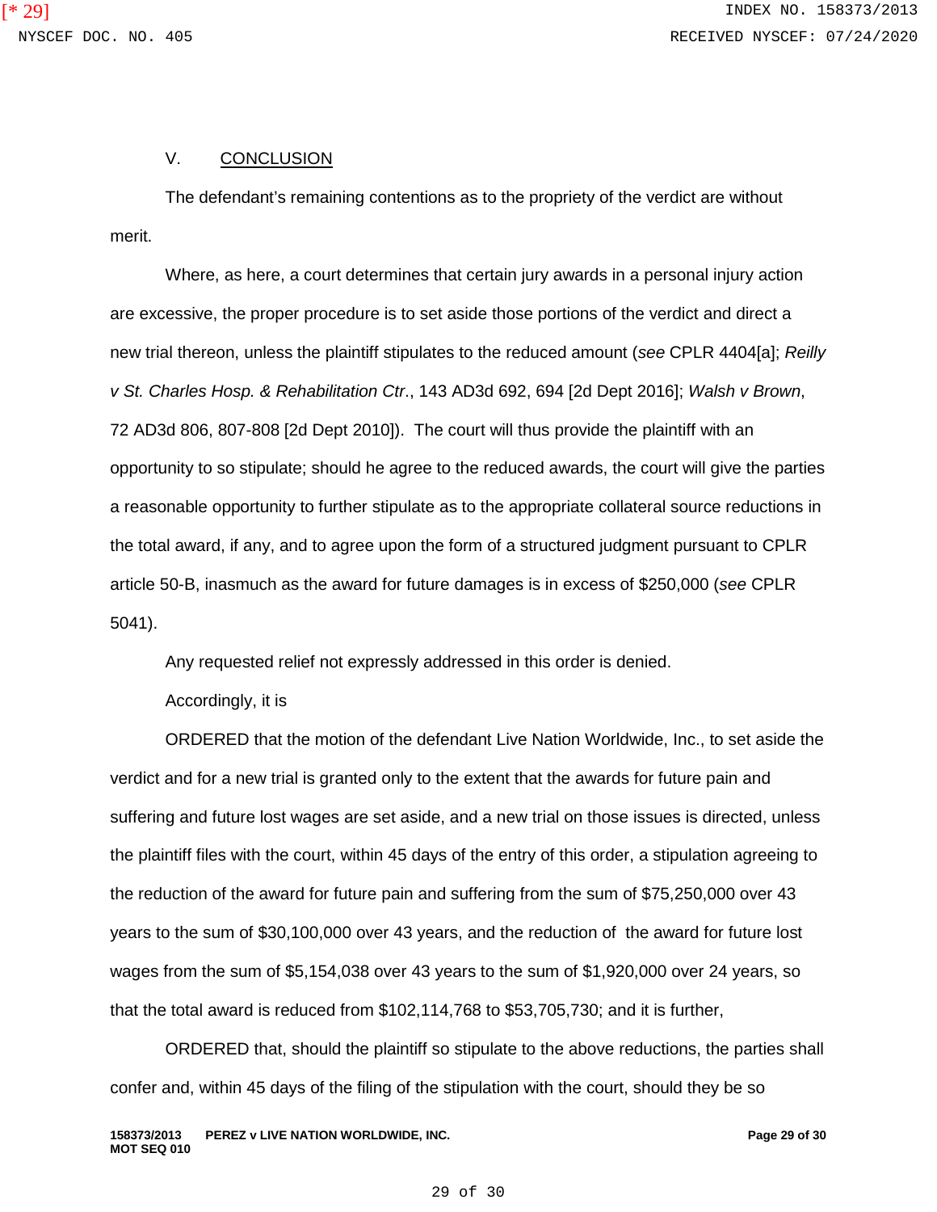## V. CONCLUSION

The defendant's remaining contentions as to the propriety of the verdict are without merit.

Where, as here, a court determines that certain jury awards in a personal injury action are excessive, the proper procedure is to set aside those portions of the verdict and direct a new trial thereon, unless the plaintiff stipulates to the reduced amount (*see* CPLR 4404[a]; *Reilly v St. Charles Hosp. & Rehabilitation Ctr*., 143 AD3d 692, 694 [2d Dept 2016]; *Walsh v Brown*, 72 AD3d 806, 807-808 [2d Dept 2010]). The court will thus provide the plaintiff with an opportunity to so stipulate; should he agree to the reduced awards, the court will give the parties a reasonable opportunity to further stipulate as to the appropriate collateral source reductions in the total award, if any, and to agree upon the form of a structured judgment pursuant to CPLR article 50-B, inasmuch as the award for future damages is in excess of $250,000 (*see* CPLR 5041).

Any requested relief not expressly addressed in this order is denied.

Accordingly, it is

ORDERED that the motion of the defendant Live Nation Worldwide, Inc., to set aside the verdict and for a new trial is granted only to the extent that the awards for future pain and suffering and future lost wages are set aside, and a new trial on those issues is directed, unless the plaintiff files with the court, within 45 days of the entry of this order, a stipulation agreeing to the reduction of the award for future pain and suffering from the sum of $75,250,000 over 43 years to the sum of $30,100,000 over 43 years, and the reduction of the award for future lost wages from the sum of $5,154,038 over 43 years to the sum of $1,920,000 over 24 years, so that the total award is reduced from $102,114,768 to $53,705,730; and it is further,

ORDERED that, should the plaintiff so stipulate to the above reductions, the parties shall confer and, within 45 days of the filing of the stipulation with the court, should they be so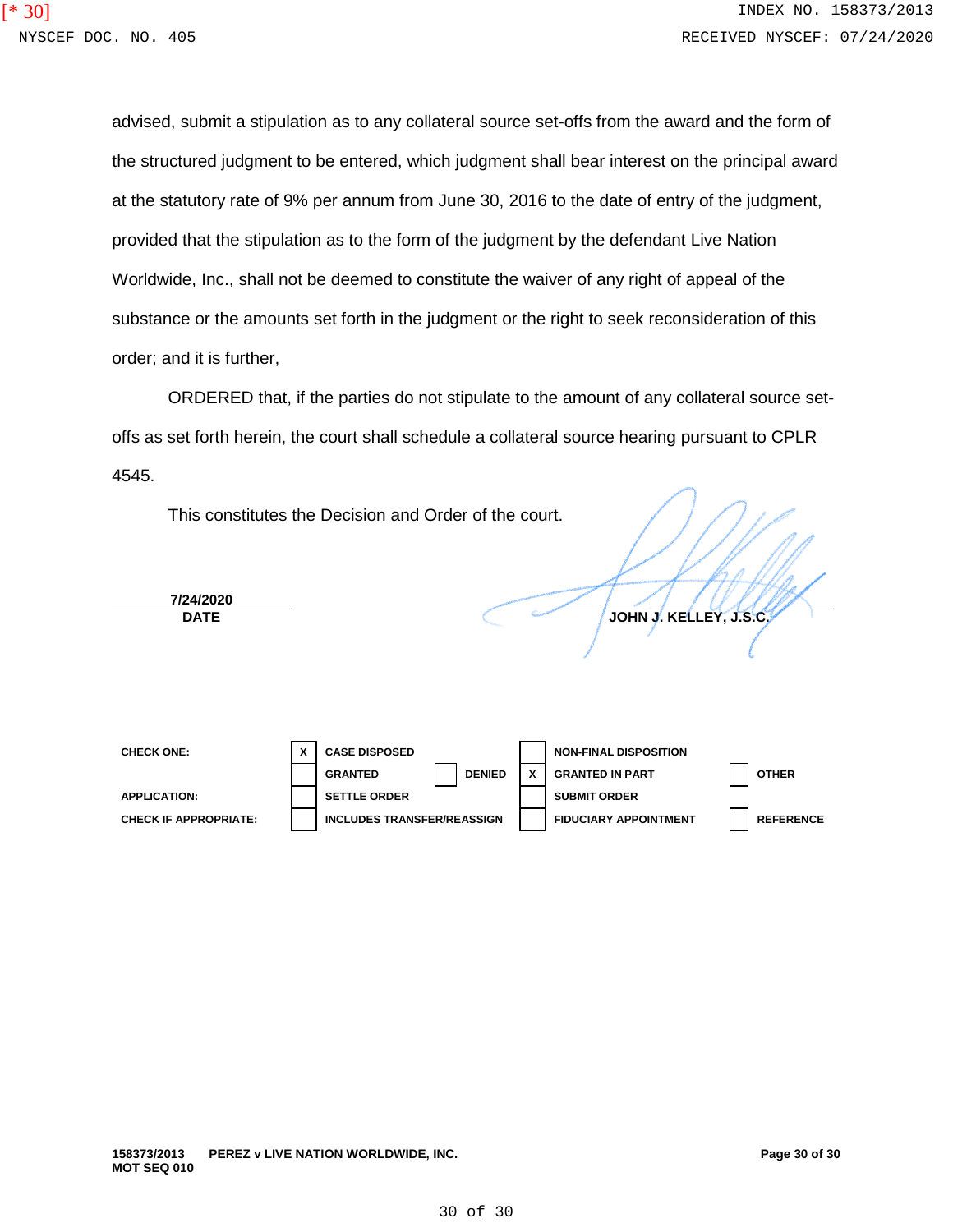advised, submit a stipulation as to any collateral source set-offs from the award and the form of the structured judgment to be entered, which judgment shall bear interest on the principal award at the statutory rate of 9% per annum from June 30, 2016 to the date of entry of the judgment, provided that the stipulation as to the form of the judgment by the defendant Live Nation Worldwide, Inc., shall not be deemed to constitute the waiver of any right of appeal of the substance or the amounts set forth in the judgment or the right to seek reconsideration of this order; and it is further,

ORDERED that, if the parties do not stipulate to the amount of any collateral source set-offs as set forth herein, the court shall schedule a collateral source hearing pursuant to CPLR 4545.

This constitutes the Decision and Order of the court.

**7/24/2020**
**DATE**

**JOHN J. KELLEY, J.S.C.**

| | | | | | | |
|---|---|---|---|---|---|---|
| **CHECK ONE:** | X | **CASE DISPOSED** | | | **NON-FINAL DISPOSITION** | |
| | | **GRANTED** | **DENIED** | X | **GRANTED IN PART** | **OTHER** |
| **APPLICATION:** | | **SETTLE ORDER** | | | **SUBMIT ORDER** | |
| **CHECK IF APPROPRIATE:** | | **INCLUDES TRANSFER/REASSIGN** | | | **FIDUCIARY APPOINTMENT** | **REFERENCE** |